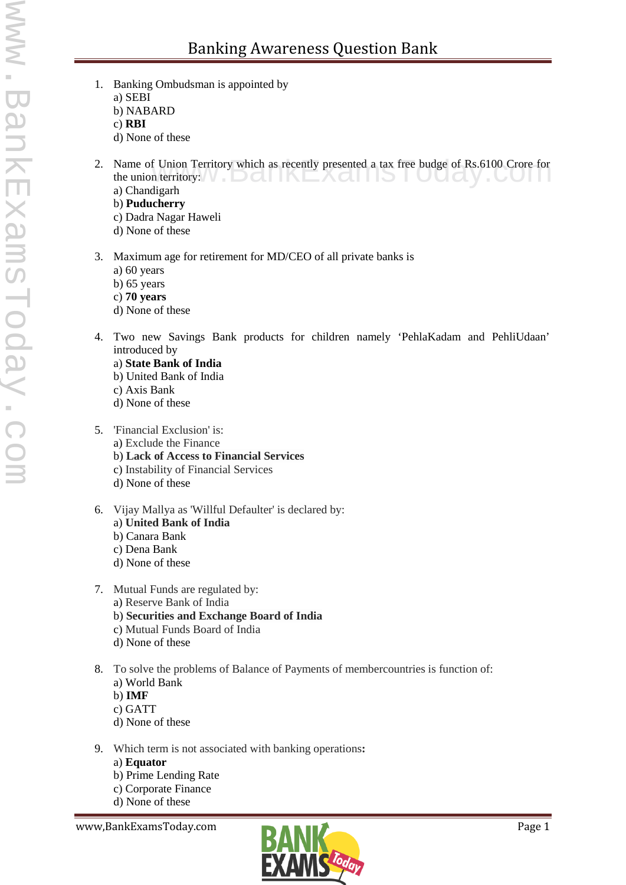# Banking Awareness Question Bank

1. Banking Ombudsman is appointed by
   a) SEBI
   b) NABARD
   c) **RBI**
   d) None of these

2. Name of Union Territory which as recently presented a tax free budge of Rs.6100 Crore for the union territory:
   a) Chandigarh
   b) **Puducherry**
   c) Dadra Nagar Haweli
   d) None of these

3. Maximum age for retirement for MD/CEO of all private banks is
   a) 60 years
   b) 65 years
   c) **70 years**
   d) None of these

4. Two new Savings Bank products for children namely 'PehlaKadam and PehliUdaan' introduced by
   a) **State Bank of India**
   b) United Bank of India
   c) Axis Bank
   d) None of these

5. 'Financial Exclusion' is:
   a) Exclude the Finance
   b) **Lack of Access to Financial Services**
   c) Instability of Financial Services
   d) None of these

6. Vijay Mallya as 'Willful Defaulter' is declared by:
   a) **United Bank of India**
   b) Canara Bank
   c) Dena Bank
   d) None of these

7. Mutual Funds are regulated by:
   a) Reserve Bank of India
   b) **Securities and Exchange Board of India**
   c) Mutual Funds Board of India
   d) None of these

8. To solve the problems of Balance of Payments of membercountries is function of:
   a) World Bank
   b) **IMF**
   c) GATT
   d) None of these

9. Which term is not associated with banking operations**:**
   a) **Equator**
   b) Prime Lending Rate
   c) Corporate Finance
   d) None of these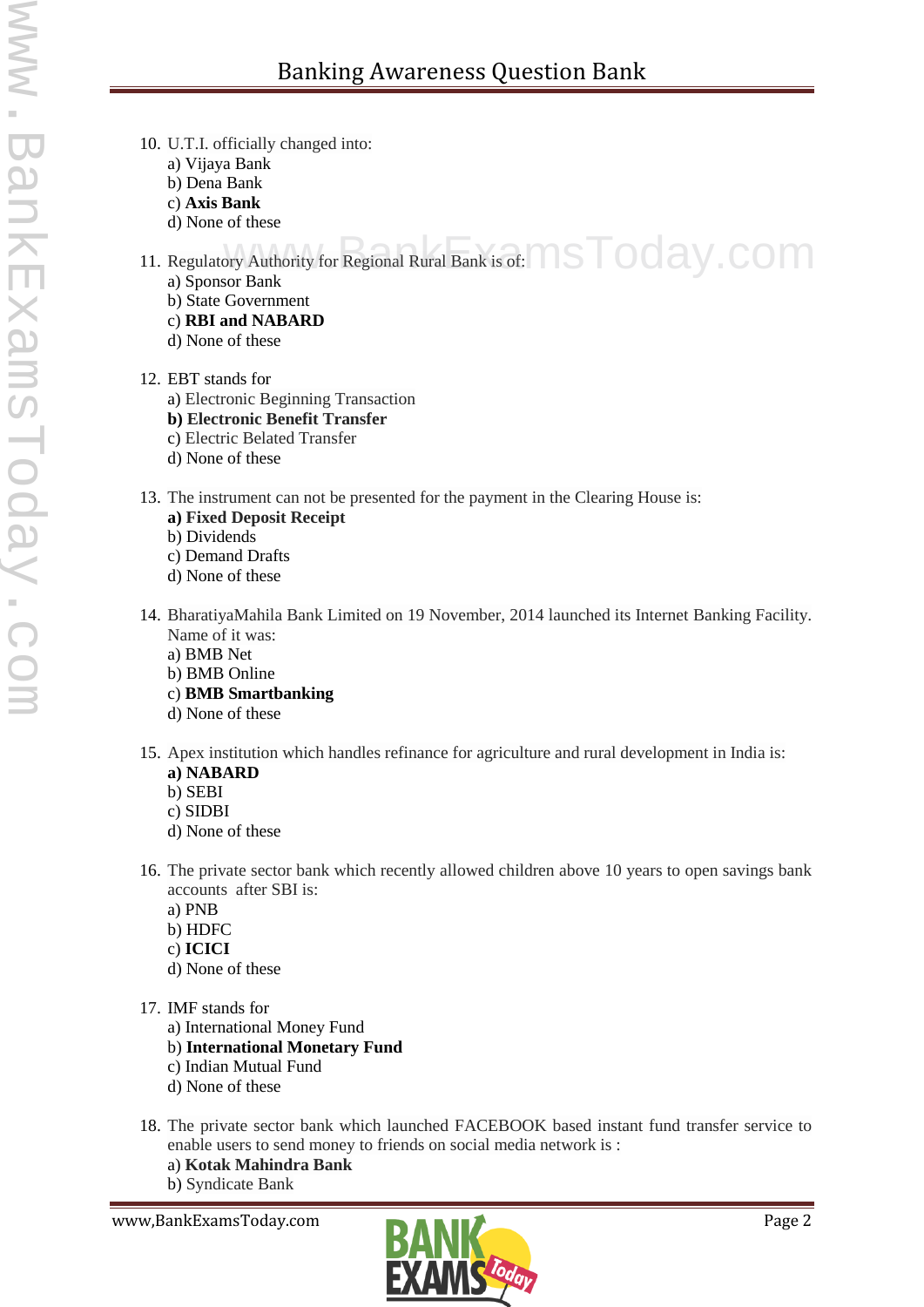10. U.T.I. officially changed into:
    a) Vijaya Bank
    b) Dena Bank
    c) **Axis Bank**
    d) None of these

11. Regulatory Authority for Regional Rural Bank is of:
    a) Sponsor Bank
    b) State Government
    c) **RBI and NABARD**
    d) None of these

12. EBT stands for
    a) Electronic Beginning Transaction
    **b) Electronic Benefit Transfer**
    c) Electric Belated Transfer
    d) None of these

13. The instrument can not be presented for the payment in the Clearing House is:
    **a) Fixed Deposit Receipt**
    b) Dividends
    c) Demand Drafts
    d) None of these

14. BharatiyaMahila Bank Limited on 19 November, 2014 launched its Internet Banking Facility. Name of it was:
    a) BMB Net
    b) BMB Online
    c) **BMB Smartbanking**
    d) None of these

15. Apex institution which handles refinance for agriculture and rural development in India is:
    **a) NABARD**
    b) SEBI
    c) SIDBI
    d) None of these

16. The private sector bank which recently allowed children above 10 years to open savings bank accounts after SBI is:
    a) PNB
    b) HDFC
    c) **ICICI**
    d) None of these

17. IMF stands for
    a) International Money Fund
    b) **International Monetary Fund**
    c) Indian Mutual Fund
    d) None of these

18. The private sector bank which launched FACEBOOK based instant fund transfer service to enable users to send money to friends on social media network is :
    a) **Kotak Mahindra Bank**
    b) Syndicate Bank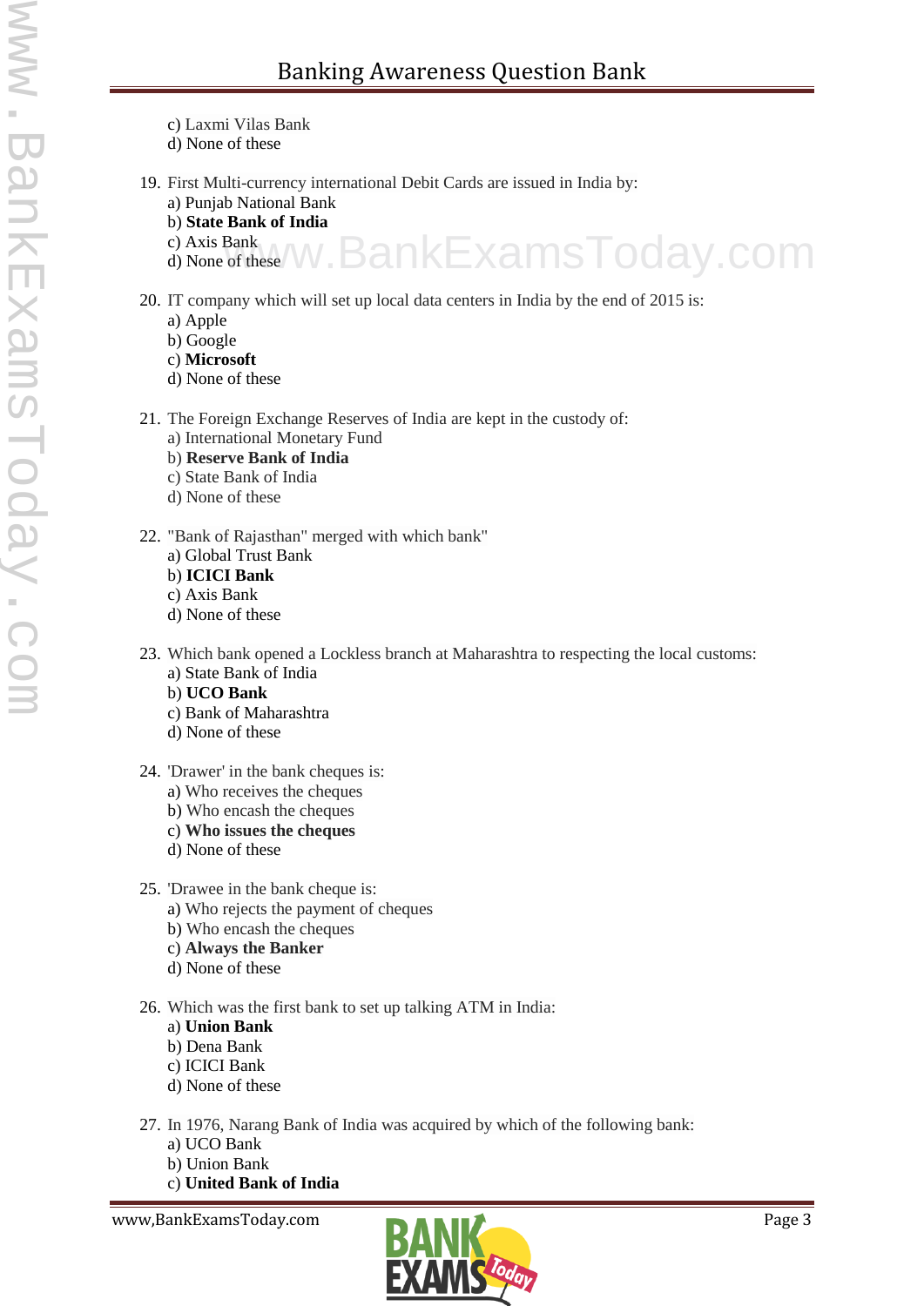c) Laxmi Vilas Bank
d) None of these

19. First Multi-currency international Debit Cards are issued in India by:
a) Punjab National Bank
b) **State Bank of India**
c) Axis Bank
d) None of these

20. IT company which will set up local data centers in India by the end of 2015 is:
a) Apple
b) Google
c) **Microsoft**
d) None of these

21. The Foreign Exchange Reserves of India are kept in the custody of:
a) International Monetary Fund
b) **Reserve Bank of India**
c) State Bank of India
d) None of these

22. "Bank of Rajasthan" merged with which bank"
a) Global Trust Bank
b) **ICICI Bank**
c) Axis Bank
d) None of these

23. Which bank opened a Lockless branch at Maharashtra to respecting the local customs:
a) State Bank of India
b) **UCO Bank**
c) Bank of Maharashtra
d) None of these

24. 'Drawer' in the bank cheques is:
a) Who receives the cheques
b) Who encash the cheques
c) **Who issues the cheques**
d) None of these

25. 'Drawee in the bank cheque is:
a) Who rejects the payment of cheques
b) Who encash the cheques
c) **Always the Banker**
d) None of these

26. Which was the first bank to set up talking ATM in India:
a) **Union Bank**
b) Dena Bank
c) ICICI Bank
d) None of these

27. In 1976, Narang Bank of India was acquired by which of the following bank:
a) UCO Bank
b) Union Bank
c) **United Bank of India**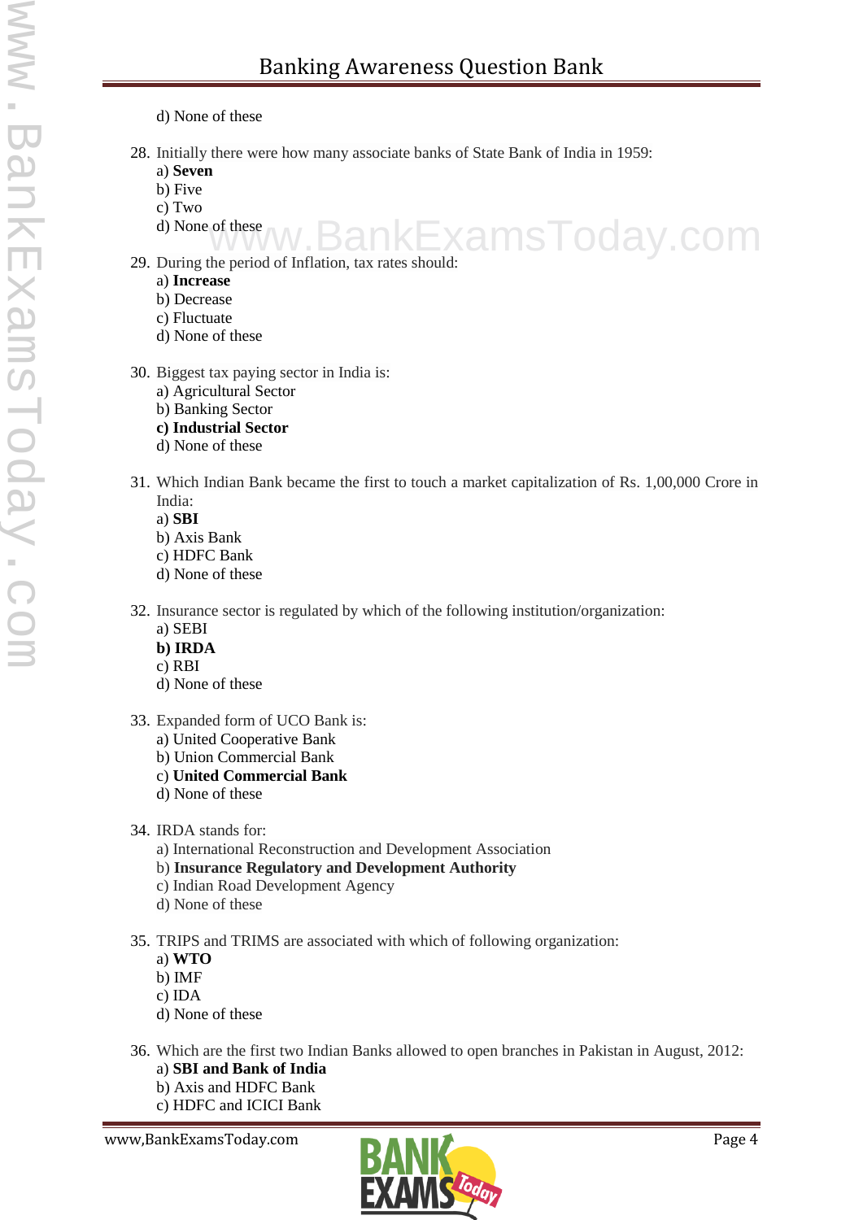d) None of these

28. Initially there were how many associate banks of State Bank of India in 1959:
    a) **Seven**
    b) Five
    c) Two
    d) None of these

29. During the period of Inflation, tax rates should:
    a) **Increase**
    b) Decrease
    c) Fluctuate
    d) None of these

30. Biggest tax paying sector in India is:
    a) Agricultural Sector
    b) Banking Sector
    **c) Industrial Sector**
    d) None of these

31. Which Indian Bank became the first to touch a market capitalization of Rs. 1,00,000 Crore in India:
    a) **SBI**
    b) Axis Bank
    c) HDFC Bank
    d) None of these

32. Insurance sector is regulated by which of the following institution/organization:
    a) SEBI
    **b) IRDA**
    c) RBI
    d) None of these

33. Expanded form of UCO Bank is:
    a) United Cooperative Bank
    b) Union Commercial Bank
    c) **United Commercial Bank**
    d) None of these

34. IRDA stands for:
    a) International Reconstruction and Development Association
    b) **Insurance Regulatory and Development Authority**
    c) Indian Road Development Agency
    d) None of these

35. TRIPS and TRIMS are associated with which of following organization:
    a) **WTO**
    b) IMF
    c) IDA
    d) None of these

36. Which are the first two Indian Banks allowed to open branches in Pakistan in August, 2012:
    a) **SBI and Bank of India**
    b) Axis and HDFC Bank
    c) HDFC and ICICI Bank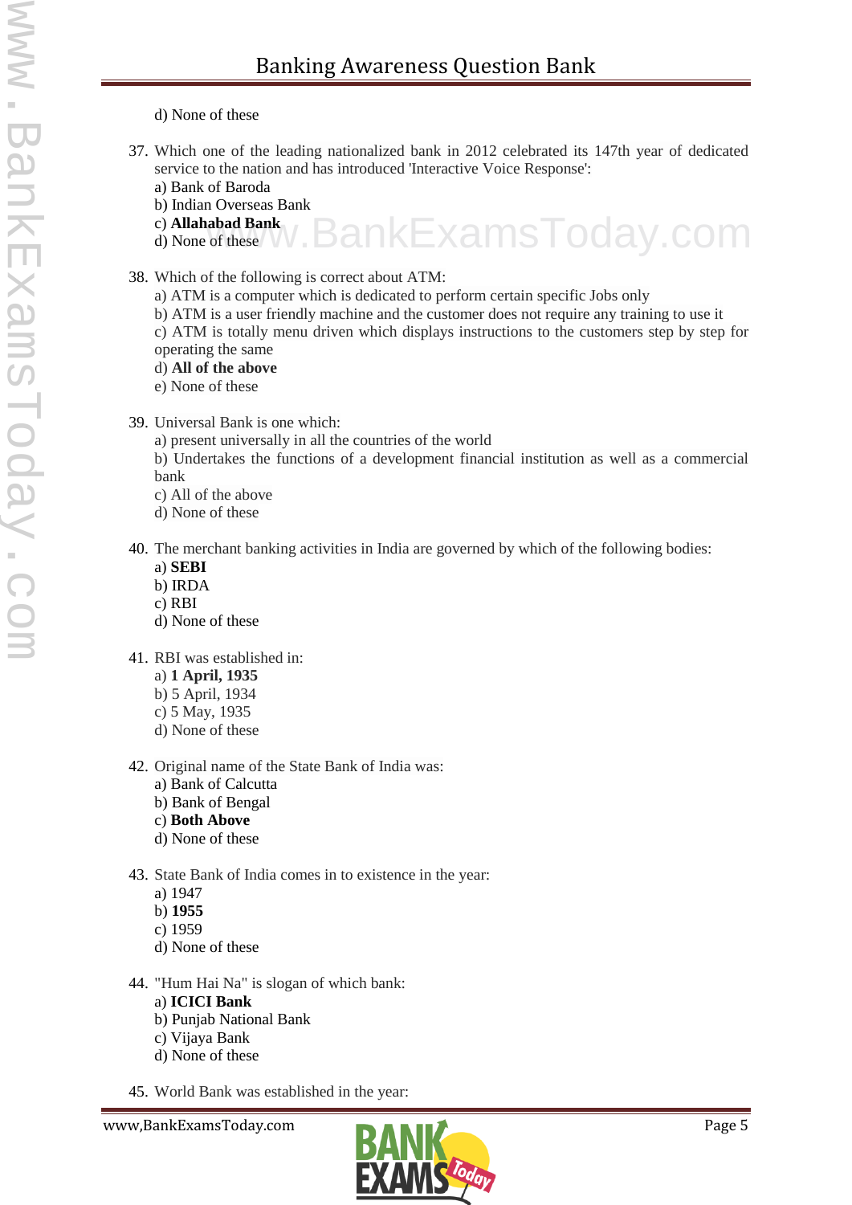d) None of these

37. Which one of the leading nationalized bank in 2012 celebrated its 147th year of dedicated service to the nation and has introduced 'Interactive Voice Response':
    a) Bank of Baroda
    b) Indian Overseas Bank
    c) **Allahabad Bank**
    d) None of these

38. Which of the following is correct about ATM:
    a) ATM is a computer which is dedicated to perform certain specific Jobs only
    b) ATM is a user friendly machine and the customer does not require any training to use it
    c) ATM is totally menu driven which displays instructions to the customers step by step for operating the same
    d) **All of the above**
    e) None of these

39. Universal Bank is one which:
    a) present universally in all the countries of the world
    b) Undertakes the functions of a development financial institution as well as a commercial bank
    c) All of the above
    d) None of these

40. The merchant banking activities in India are governed by which of the following bodies:
    a) **SEBI**
    b) IRDA
    c) RBI
    d) None of these

41. RBI was established in:
    a) **1 April, 1935**
    b) 5 April, 1934
    c) 5 May, 1935
    d) None of these

42. Original name of the State Bank of India was:
    a) Bank of Calcutta
    b) Bank of Bengal
    c) **Both Above**
    d) None of these

43. State Bank of India comes in to existence in the year:
    a) 1947
    b) **1955**
    c) 1959
    d) None of these

44. "Hum Hai Na" is slogan of which bank:
    a) **ICICI Bank**
    b) Punjab National Bank
    c) Vijaya Bank
    d) None of these

45. World Bank was established in the year: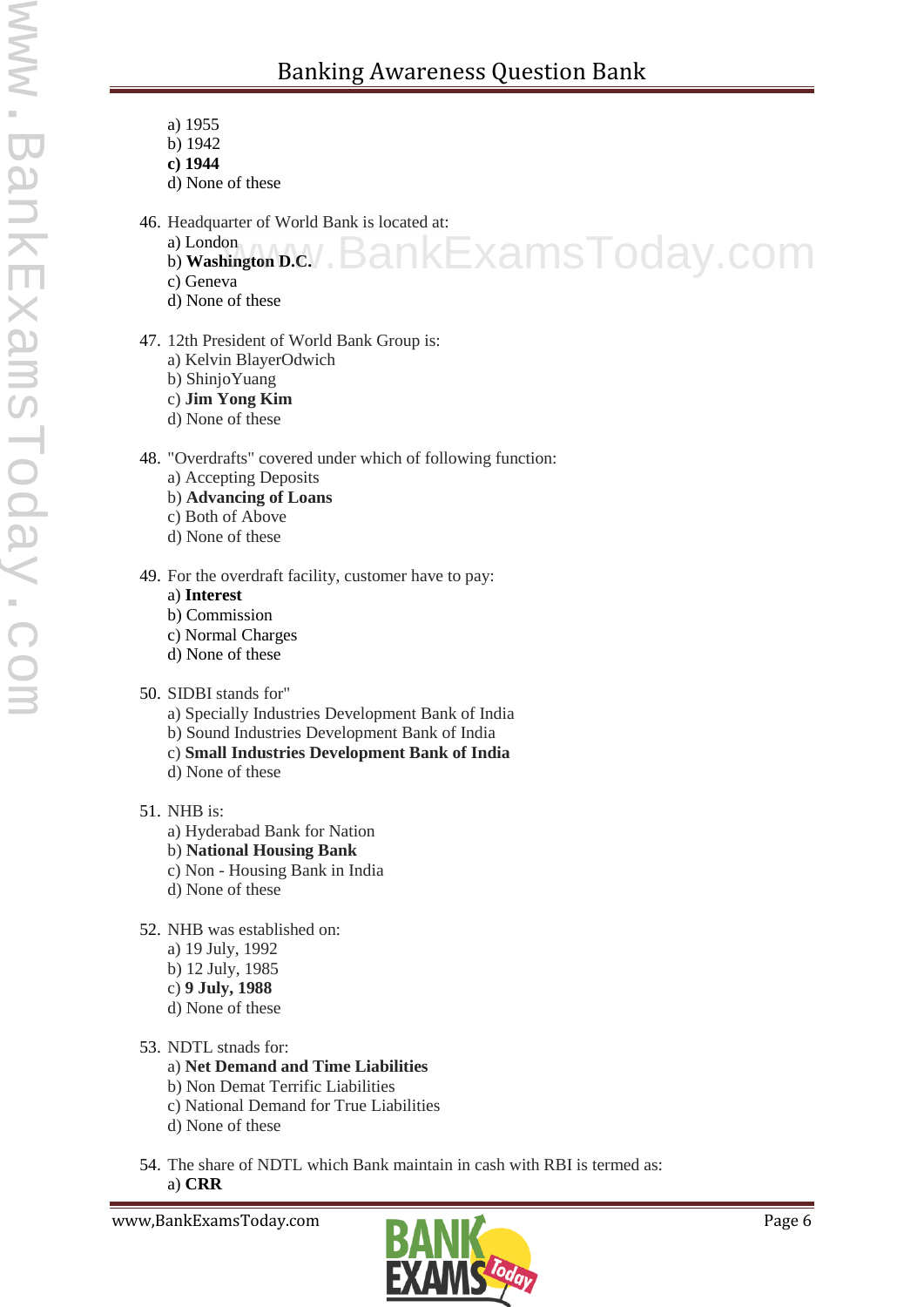a) 1955
b) 1942
**c) 1944**
d) None of these

46. Headquarter of World Bank is located at:
    a) London
    b) **Washington D.C.**
    c) Geneva
    d) None of these

47. 12th President of World Bank Group is:
    a) Kelvin BlayerOdwich
    b) ShinjoYuang
    c) **Jim Yong Kim**
    d) None of these

48. "Overdrafts" covered under which of following function:
    a) Accepting Deposits
    b) **Advancing of Loans**
    c) Both of Above
    d) None of these

49. For the overdraft facility, customer have to pay:
    a) **Interest**
    b) Commission
    c) Normal Charges
    d) None of these

50. SIDBI stands for"
    a) Specially Industries Development Bank of India
    b) Sound Industries Development Bank of India
    c) **Small Industries Development Bank of India**
    d) None of these

51. NHB is:
    a) Hyderabad Bank for Nation
    b) **National Housing Bank**
    c) Non - Housing Bank in India
    d) None of these

52. NHB was established on:
    a) 19 July, 1992
    b) 12 July, 1985
    c) **9 July, 1988**
    d) None of these

53. NDTL stnads for:
    a) **Net Demand and Time Liabilities**
    b) Non Demat Terrific Liabilities
    c) National Demand for True Liabilities
    d) None of these

54. The share of NDTL which Bank maintain in cash with RBI is termed as:
    a) **CRR**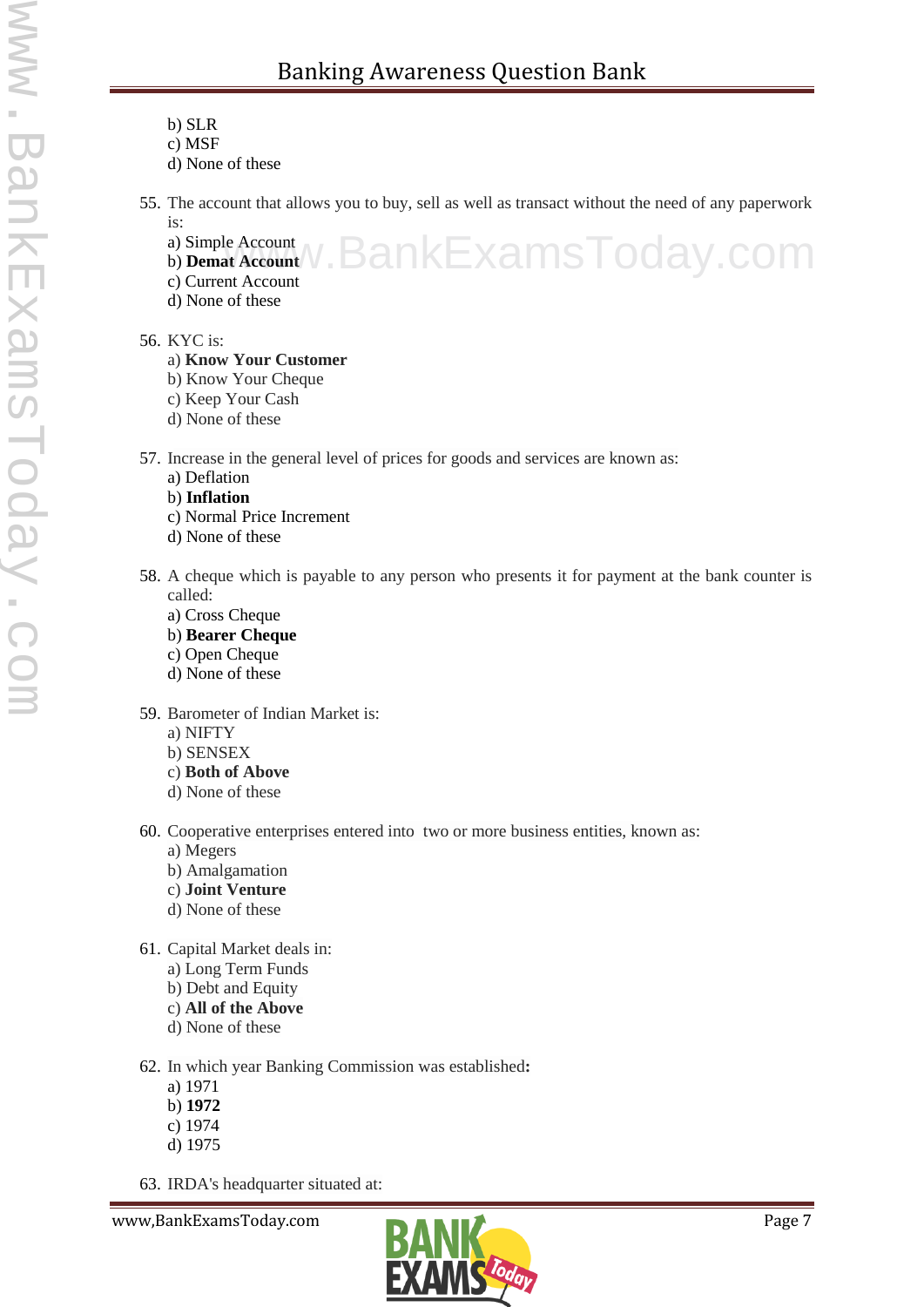b) SLR
c) MSF
d) None of these

55. The account that allows you to buy, sell as well as transact without the need of any paperwork is:
a) Simple Account
b) **Demat Account**
c) Current Account
d) None of these

56. KYC is:
a) **Know Your Customer**
b) Know Your Cheque
c) Keep Your Cash
d) None of these

57. Increase in the general level of prices for goods and services are known as:
a) Deflation
b) **Inflation**
c) Normal Price Increment
d) None of these

58. A cheque which is payable to any person who presents it for payment at the bank counter is called:
a) Cross Cheque
b) **Bearer Cheque**
c) Open Cheque
d) None of these

59. Barometer of Indian Market is:
a) NIFTY
b) SENSEX
c) **Both of Above**
d) None of these

60. Cooperative enterprises entered into two or more business entities, known as:
a) Megers
b) Amalgamation
c) **Joint Venture**
d) None of these

61. Capital Market deals in:
a) Long Term Funds
b) Debt and Equity
c) **All of the Above**
d) None of these

62. In which year Banking Commission was established:
a) 1971
b) **1972**
c) 1974
d) 1975

63. IRDA's headquarter situated at: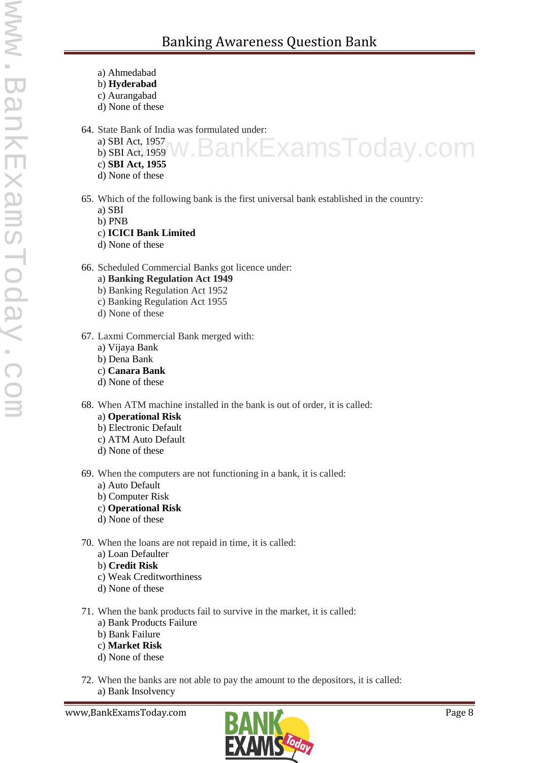a) Ahmedabad
b) **Hyderabad**
c) Aurangabad
d) None of these

64. State Bank of India was formulated under:
a) SBI Act, 1957
b) SBI Act, 1959
c) **SBI Act, 1955**
d) None of these

65. Which of the following bank is the first universal bank established in the country:
a) SBI
b) PNB
c) **ICICI Bank Limited**
d) None of these

66. Scheduled Commercial Banks got licence under:
a) **Banking Regulation Act 1949**
b) Banking Regulation Act 1952
c) Banking Regulation Act 1955
d) None of these

67. Laxmi Commercial Bank merged with:
a) Vijaya Bank
b) Dena Bank
c) **Canara Bank**
d) None of these

68. When ATM machine installed in the bank is out of order, it is called:
a) **Operational Risk**
b) Electronic Default
c) ATM Auto Default
d) None of these

69. When the computers are not functioning in a bank, it is called:
a) Auto Default
b) Computer Risk
c) **Operational Risk**
d) None of these

70. When the loans are not repaid in time, it is called:
a) Loan Defaulter
b) **Credit Risk**
c) Weak Creditworthiness
d) None of these

71. When the bank products fail to survive in the market, it is called:
a) Bank Products Failure
b) Bank Failure
c) **Market Risk**
d) None of these

72. When the banks are not able to pay the amount to the depositors, it is called:
a) Bank Insolvency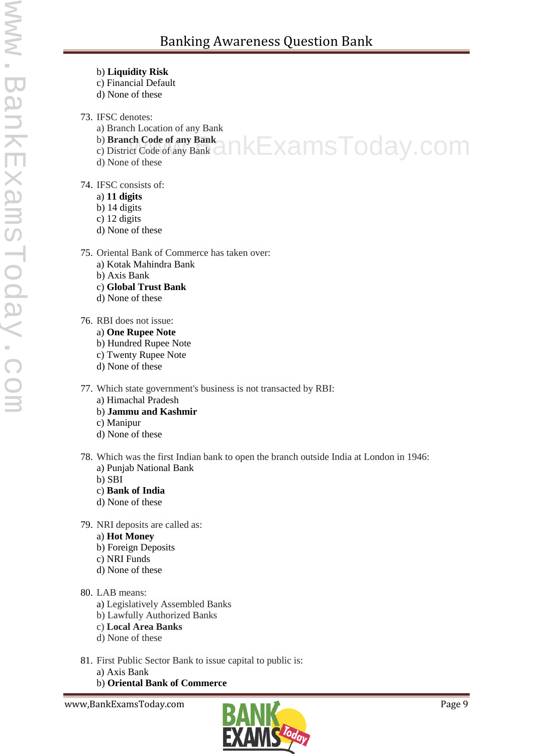b) **Liquidity Risk**
c) Financial Default
d) None of these

73. IFSC denotes:
a) Branch Location of any Bank
b) **Branch Code of any Bank**
c) District Code of any Bank
d) None of these

74. IFSC consists of:
a) **11 digits**
b) 14 digits
c) 12 digits
d) None of these

75. Oriental Bank of Commerce has taken over:
a) Kotak Mahindra Bank
b) Axis Bank
c) **Global Trust Bank**
d) None of these

76. RBI does not issue:
a) **One Rupee Note**
b) Hundred Rupee Note
c) Twenty Rupee Note
d) None of these

77. Which state government's business is not transacted by RBI:
a) Himachal Pradesh
b) **Jammu and Kashmir**
c) Manipur
d) None of these

78. Which was the first Indian bank to open the branch outside India at London in 1946:
a) Punjab National Bank
b) SBI
c) **Bank of India**
d) None of these

79. NRI deposits are called as:
a) **Hot Money**
b) Foreign Deposits
c) NRI Funds
d) None of these

80. LAB means:
a) Legislatively Assembled Banks
b) Lawfully Authorized Banks
c) **Local Area Banks**
d) None of these

81. First Public Sector Bank to issue capital to public is:
a) Axis Bank
b) **Oriental Bank of Commerce**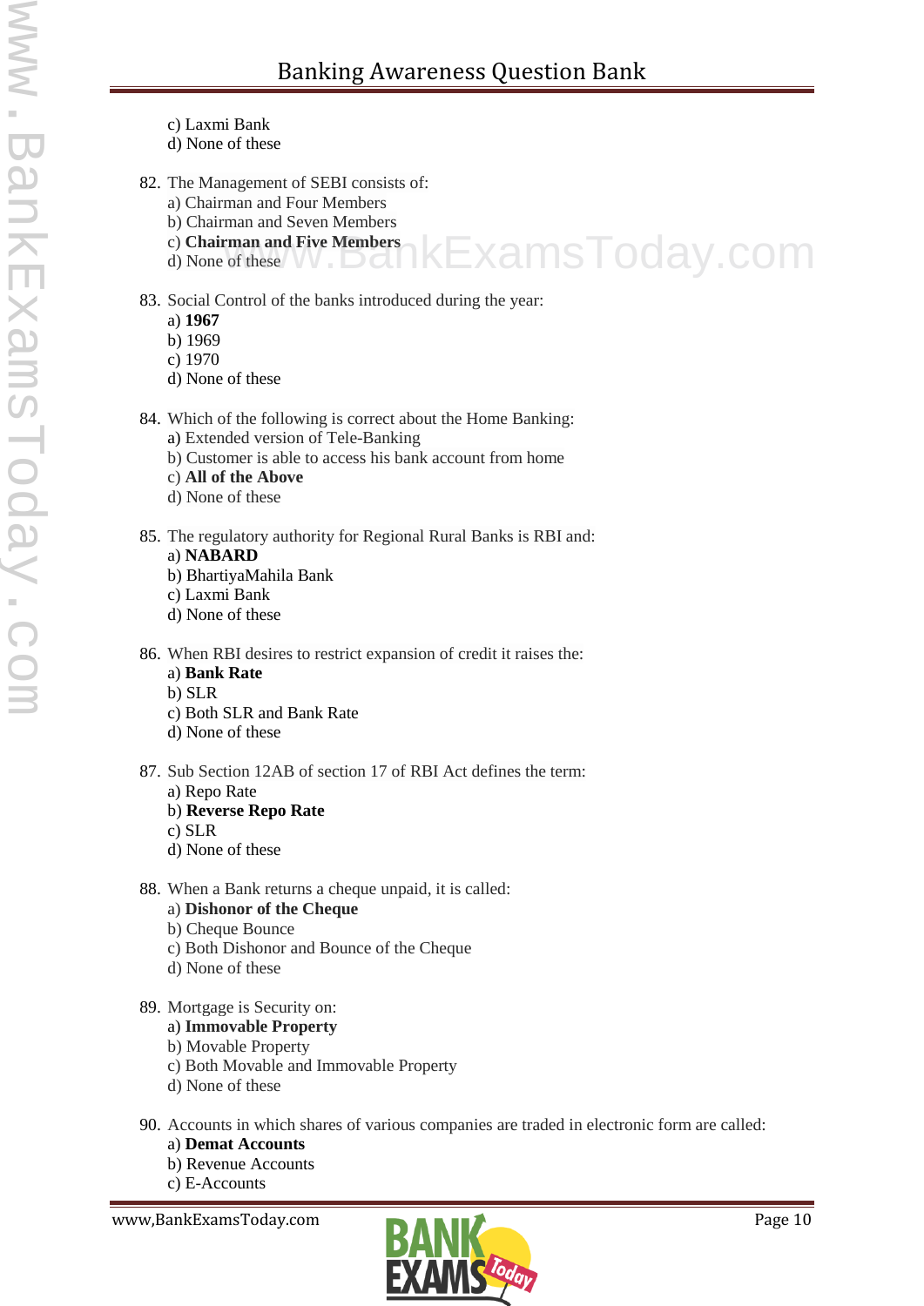c) Laxmi Bank  
d) None of these

82. The Management of SEBI consists of:  
a) Chairman and Four Members  
b) Chairman and Seven Members  
c) **Chairman and Five Members**  
d) None of these

83. Social Control of the banks introduced during the year:  
a) **1967**  
b) 1969  
c) 1970  
d) None of these

84. Which of the following is correct about the Home Banking:  
a) Extended version of Tele-Banking  
b) Customer is able to access his bank account from home  
c) **All of the Above**  
d) None of these

85. The regulatory authority for Regional Rural Banks is RBI and:  
a) **NABARD**  
b) BhartiyaMahila Bank  
c) Laxmi Bank  
d) None of these

86. When RBI desires to restrict expansion of credit it raises the:  
a) **Bank Rate**  
b) SLR  
c) Both SLR and Bank Rate  
d) None of these

87. Sub Section 12AB of section 17 of RBI Act defines the term:  
a) Repo Rate  
b) **Reverse Repo Rate**  
c) SLR  
d) None of these

88. When a Bank returns a cheque unpaid, it is called:  
a) **Dishonor of the Cheque**  
b) Cheque Bounce  
c) Both Dishonor and Bounce of the Cheque  
d) None of these

89. Mortgage is Security on:  
a) **Immovable Property**  
b) Movable Property  
c) Both Movable and Immovable Property  
d) None of these

90. Accounts in which shares of various companies are traded in electronic form are called:  
a) **Demat Accounts**  
b) Revenue Accounts  
c) E-Accounts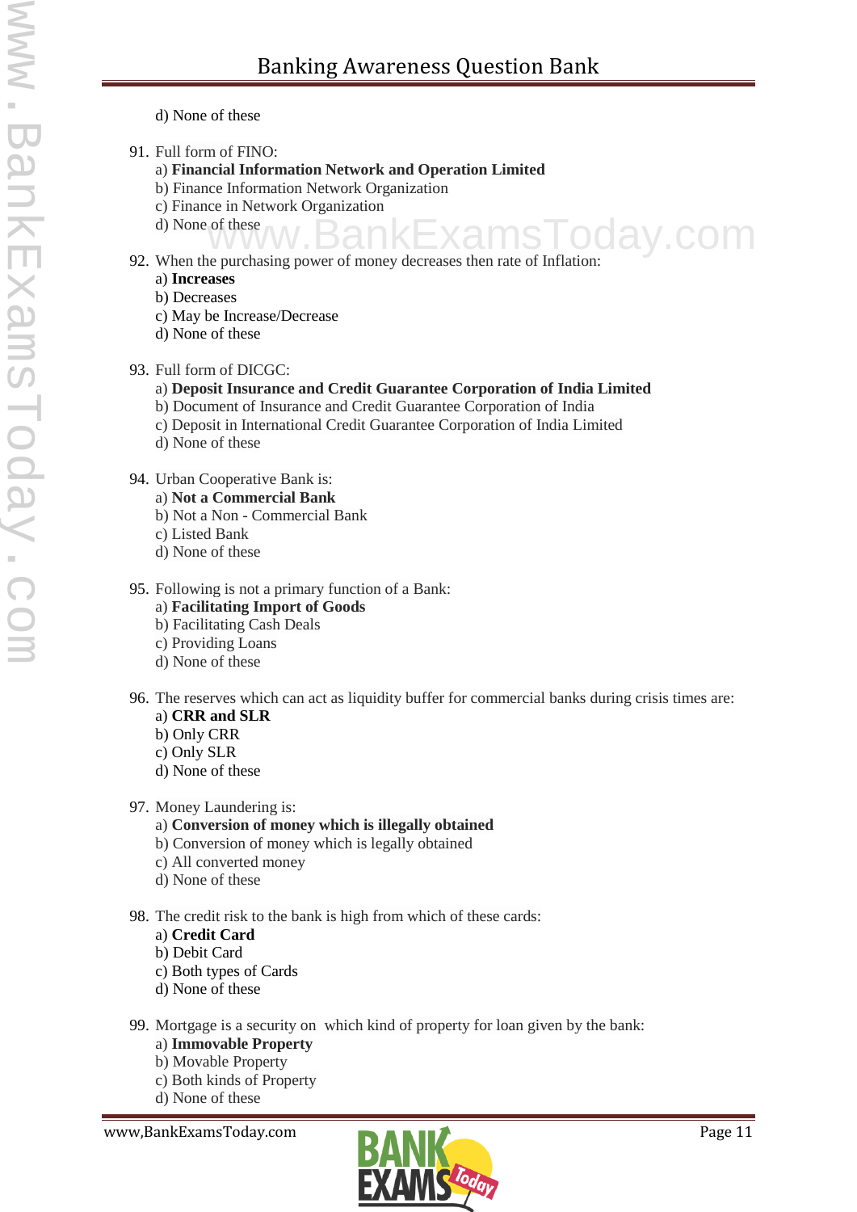d) None of these

91. Full form of FINO:
   a) **Financial Information Network and Operation Limited**
   b) Finance Information Network Organization
   c) Finance in Network Organization
   d) None of these

92. When the purchasing power of money decreases then rate of Inflation:
   a) **Increases**
   b) Decreases
   c) May be Increase/Decrease
   d) None of these

93. Full form of DICGC:
   a) **Deposit Insurance and Credit Guarantee Corporation of India Limited**
   b) Document of Insurance and Credit Guarantee Corporation of India
   c) Deposit in International Credit Guarantee Corporation of India Limited
   d) None of these

94. Urban Cooperative Bank is:
   a) **Not a Commercial Bank**
   b) Not a Non - Commercial Bank
   c) Listed Bank
   d) None of these

95. Following is not a primary function of a Bank:
   a) **Facilitating Import of Goods**
   b) Facilitating Cash Deals
   c) Providing Loans
   d) None of these

96. The reserves which can act as liquidity buffer for commercial banks during crisis times are:
   a) **CRR and SLR**
   b) Only CRR
   c) Only SLR
   d) None of these

97. Money Laundering is:
   a) **Conversion of money which is illegally obtained**
   b) Conversion of money which is legally obtained
   c) All converted money
   d) None of these

98. The credit risk to the bank is high from which of these cards:
   a) **Credit Card**
   b) Debit Card
   c) Both types of Cards
   d) None of these

99. Mortgage is a security on which kind of property for loan given by the bank:
   a) **Immovable Property**
   b) Movable Property
   c) Both kinds of Property
   d) None of these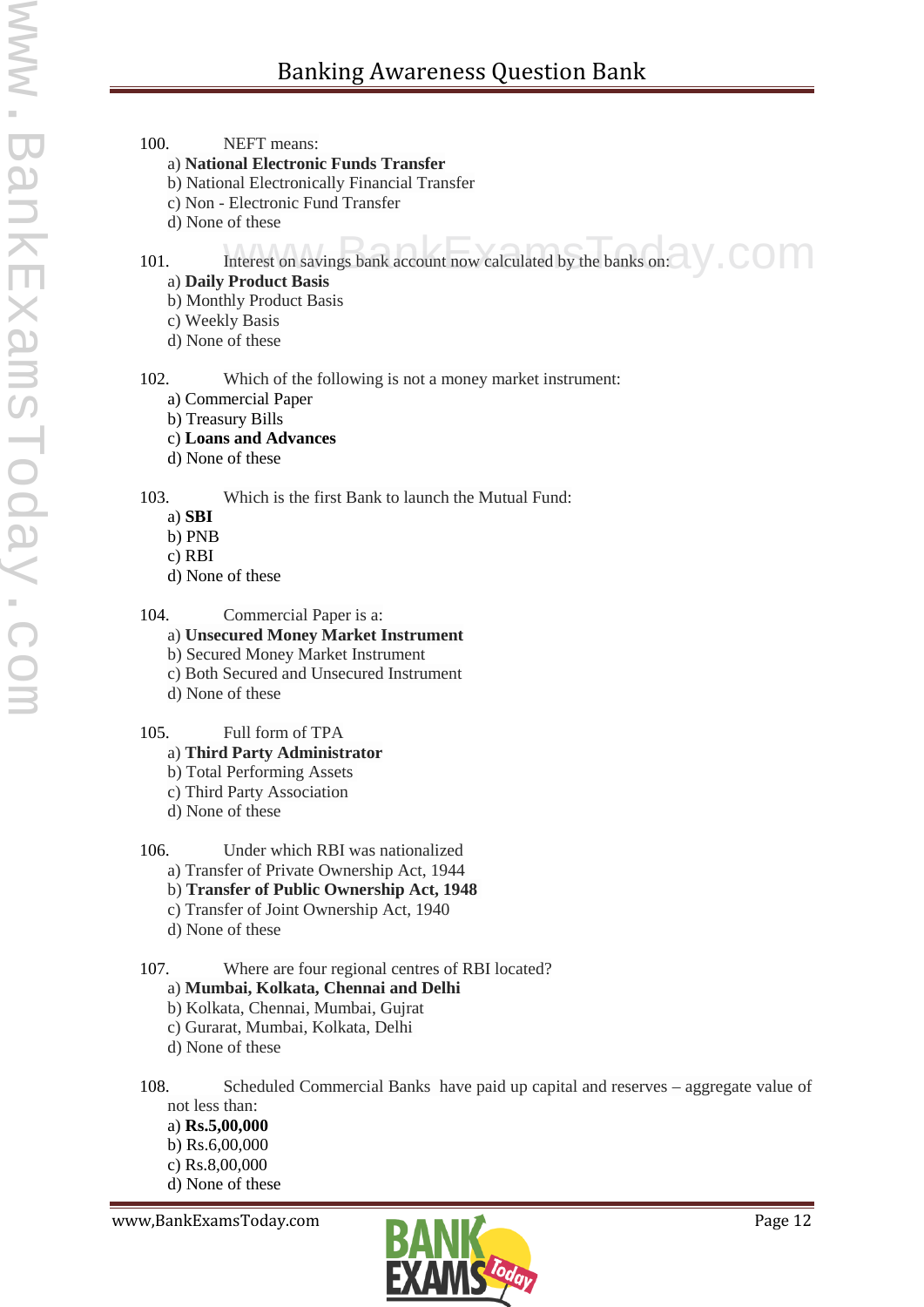100. NEFT means:

a) **National Electronic Funds Transfer**
b) National Electronically Financial Transfer
c) Non - Electronic Fund Transfer
d) None of these

101. Interest on savings bank account now calculated by the banks on:

a) **Daily Product Basis**
b) Monthly Product Basis
c) Weekly Basis
d) None of these

102. Which of the following is not a money market instrument:

a) Commercial Paper
b) Treasury Bills
c) **Loans and Advances**
d) None of these

103. Which is the first Bank to launch the Mutual Fund:

a) **SBI**
b) PNB
c) RBI
d) None of these

104. Commercial Paper is a:

a) **Unsecured Money Market Instrument**
b) Secured Money Market Instrument
c) Both Secured and Unsecured Instrument
d) None of these

105. Full form of TPA

a) **Third Party Administrator**
b) Total Performing Assets
c) Third Party Association
d) None of these

106. Under which RBI was nationalized

a) Transfer of Private Ownership Act, 1944
b) **Transfer of Public Ownership Act, 1948**
c) Transfer of Joint Ownership Act, 1940
d) None of these

107. Where are four regional centres of RBI located?

a) **Mumbai, Kolkata, Chennai and Delhi**
b) Kolkata, Chennai, Mumbai, Gujrat
c) Gurarat, Mumbai, Kolkata, Delhi
d) None of these

108. Scheduled Commercial Banks have paid up capital and reserves – aggregate value of not less than:

a) **Rs.5,00,000**
b) Rs.6,00,000
c) Rs.8,00,000
d) None of these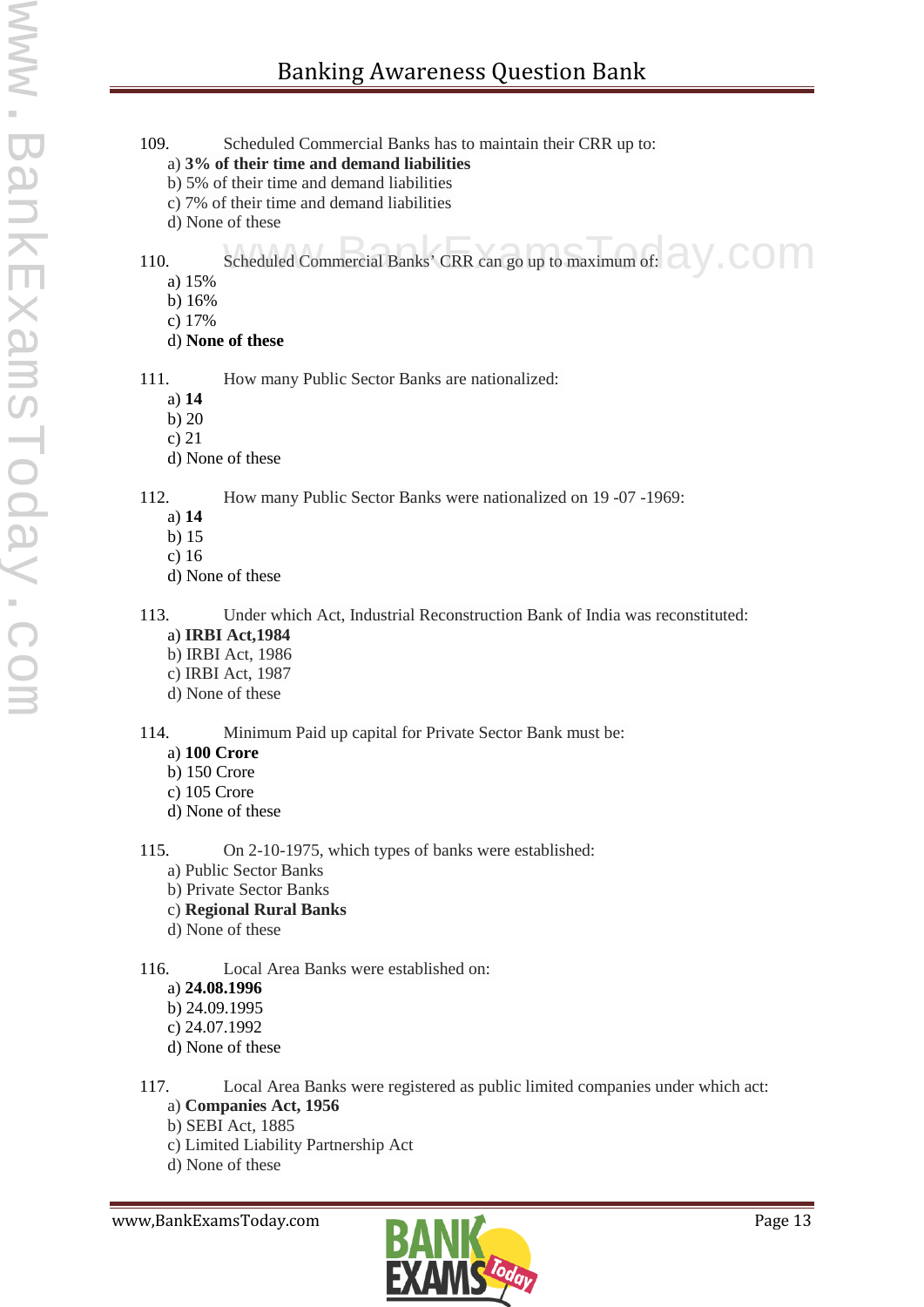109. Scheduled Commercial Banks has to maintain their CRR up to:
a) **3% of their time and demand liabilities**
b) 5% of their time and demand liabilities
c) 7% of their time and demand liabilities
d) None of these

110. Scheduled Commercial Banks' CRR can go up to maximum of:
a) 15%
b) 16%
c) 17%
d) **None of these**

111. How many Public Sector Banks are nationalized:
a) **14**
b) 20
c) 21
d) None of these

112. How many Public Sector Banks were nationalized on 19 -07 -1969:
a) **14**
b) 15
c) 16
d) None of these

113. Under which Act, Industrial Reconstruction Bank of India was reconstituted:
a) **IRBI Act,1984**
b) IRBI Act, 1986
c) IRBI Act, 1987
d) None of these

114. Minimum Paid up capital for Private Sector Bank must be:
a) **100 Crore**
b) 150 Crore
c) 105 Crore
d) None of these

115. On 2-10-1975, which types of banks were established:
a) Public Sector Banks
b) Private Sector Banks
c) **Regional Rural Banks**
d) None of these

116. Local Area Banks were established on:
a) **24.08.1996**
b) 24.09.1995
c) 24.07.1992
d) None of these

117. Local Area Banks were registered as public limited companies under which act:
a) **Companies Act, 1956**
b) SEBI Act, 1885
c) Limited Liability Partnership Act
d) None of these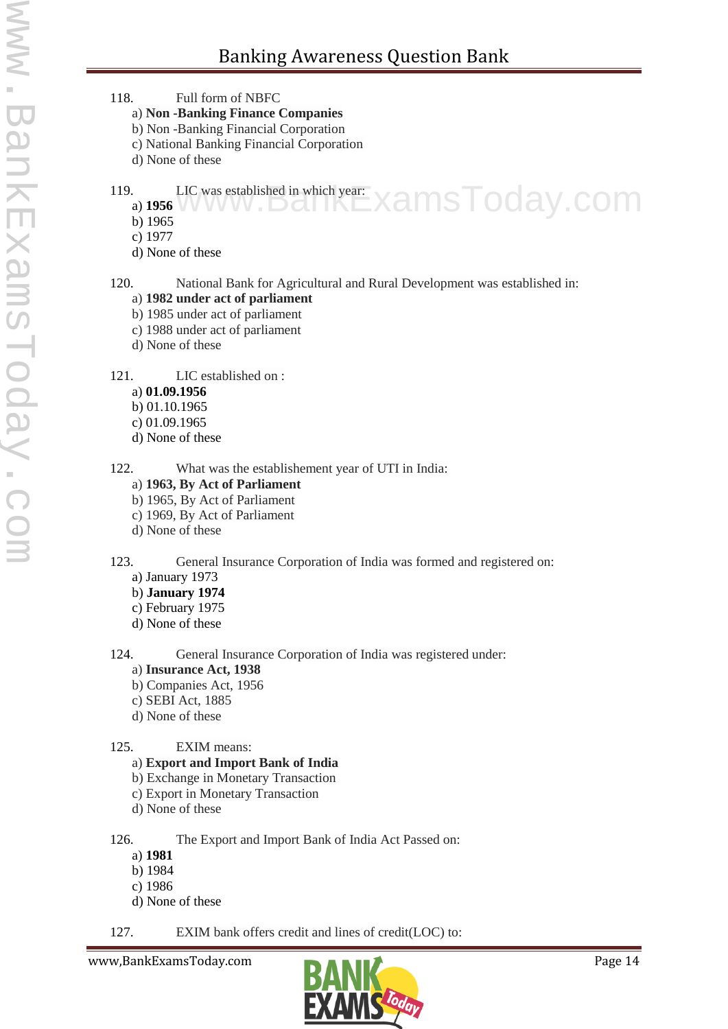118. Full form of NBFC

a) **Non -Banking Finance Companies**
b) Non -Banking Financial Corporation
c) National Banking Financial Corporation
d) None of these

119. LIC was established in which year:

a) **1956**
b) 1965
c) 1977
d) None of these

120. National Bank for Agricultural and Rural Development was established in:

a) **1982 under act of parliament**
b) 1985 under act of parliament
c) 1988 under act of parliament
d) None of these

121. LIC established on :

a) **01.09.1956**
b) 01.10.1965
c) 01.09.1965
d) None of these

122. What was the establishement year of UTI in India:

a) **1963, By Act of Parliament**
b) 1965, By Act of Parliament
c) 1969, By Act of Parliament
d) None of these

123. General Insurance Corporation of India was formed and registered on:

a) January 1973
b) **January 1974**
c) February 1975
d) None of these

124. General Insurance Corporation of India was registered under:

a) **Insurance Act, 1938**
b) Companies Act, 1956
c) SEBI Act, 1885
d) None of these

125. EXIM means:

a) **Export and Import Bank of India**
b) Exchange in Monetary Transaction
c) Export in Monetary Transaction
d) None of these

126. The Export and Import Bank of India Act Passed on:

a) **1981**
b) 1984
c) 1986
d) None of these

127. EXIM bank offers credit and lines of credit(LOC) to: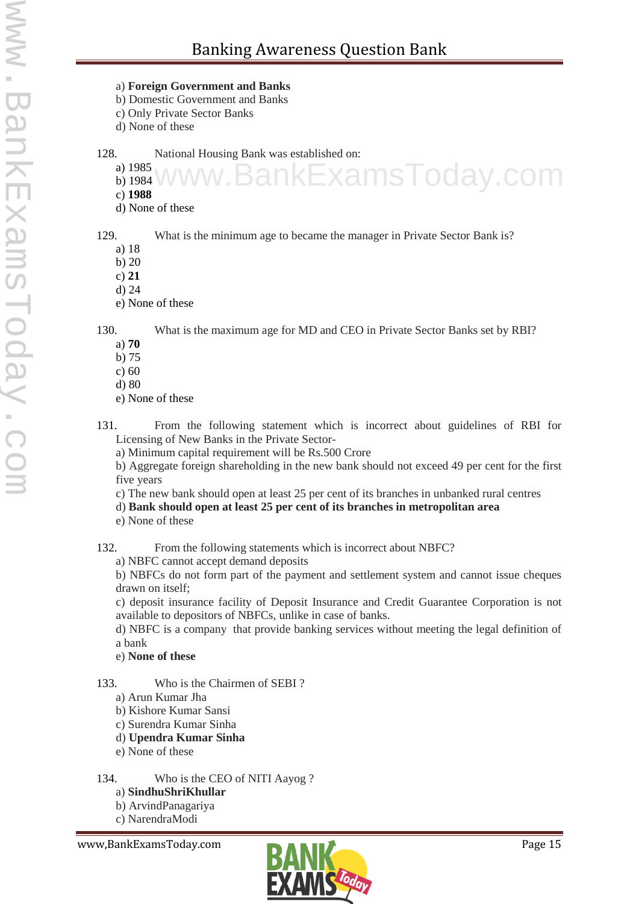a) **Foreign Government and Banks**
b) Domestic Government and Banks
c) Only Private Sector Banks
d) None of these

128. National Housing Bank was established on:
a) 1985
b) 1984
c) **1988**
d) None of these

129. What is the minimum age to became the manager in Private Sector Bank is?
a) 18
b) 20
c) **21**
d) 24
e) None of these

130. What is the maximum age for MD and CEO in Private Sector Banks set by RBI?
a) **70**
b) 75
c) 60
d) 80
e) None of these

131. From the following statement which is incorrect about guidelines of RBI for Licensing of New Banks in the Private Sector-
a) Minimum capital requirement will be Rs.500 Crore
b) Aggregate foreign shareholding in the new bank should not exceed 49 per cent for the first five years
c) The new bank should open at least 25 per cent of its branches in unbanked rural centres
d) **Bank should open at least 25 per cent of its branches in metropolitan area**
e) None of these

132. From the following statements which is incorrect about NBFC?
a) NBFC cannot accept demand deposits
b) NBFCs do not form part of the payment and settlement system and cannot issue cheques drawn on itself;
c) deposit insurance facility of Deposit Insurance and Credit Guarantee Corporation is not available to depositors of NBFCs, unlike in case of banks.
d) NBFC is a company that provide banking services without meeting the legal definition of a bank
e) **None of these**

133. Who is the Chairmen of SEBI ?
a) Arun Kumar Jha
b) Kishore Kumar Sansi
c) Surendra Kumar Sinha
d) **Upendra Kumar Sinha**
e) None of these

134. Who is the CEO of NITI Aayog ?
a) **SindhuShriKhullar**
b) ArvindPanagariya
c) NarendraModi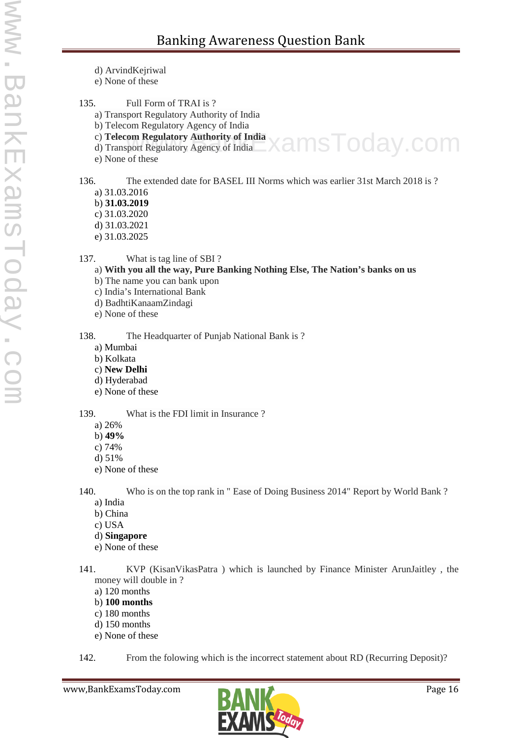d) ArvindKejriwal
e) None of these

135. Full Form of TRAI is ?
a) Transport Regulatory Authority of India
b) Telecom Regulatory Agency of India
c) **Telecom Regulatory Authority of India**
d) Transport Regulatory Agency of India
e) None of these

136. The extended date for BASEL III Norms which was earlier 31st March 2018 is ?
a) 31.03.2016
b) **31.03.2019**
c) 31.03.2020
d) 31.03.2021
e) 31.03.2025

137. What is tag line of SBI ?
a) **With you all the way, Pure Banking Nothing Else, The Nation's banks on us**
b) The name you can bank upon
c) India's International Bank
d) BadhtiKanaamZindagi
e) None of these

138. The Headquarter of Punjab National Bank is ?
a) Mumbai
b) Kolkata
c) **New Delhi**
d) Hyderabad
e) None of these

139. What is the FDI limit in Insurance ?
a) 26%
b) **49%**
c) 74%
d) 51%
e) None of these

140. Who is on the top rank in " Ease of Doing Business 2014" Report by World Bank ?
a) India
b) China
c) USA
d) **Singapore**
e) None of these

141. KVP (KisanVikasPatra ) which is launched by Finance Minister ArunJaitley , the money will double in ?
a) 120 months
b) **100 months**
c) 180 months
d) 150 months
e) None of these

142. From the folowing which is the incorrect statement about RD (Recurring Deposit)?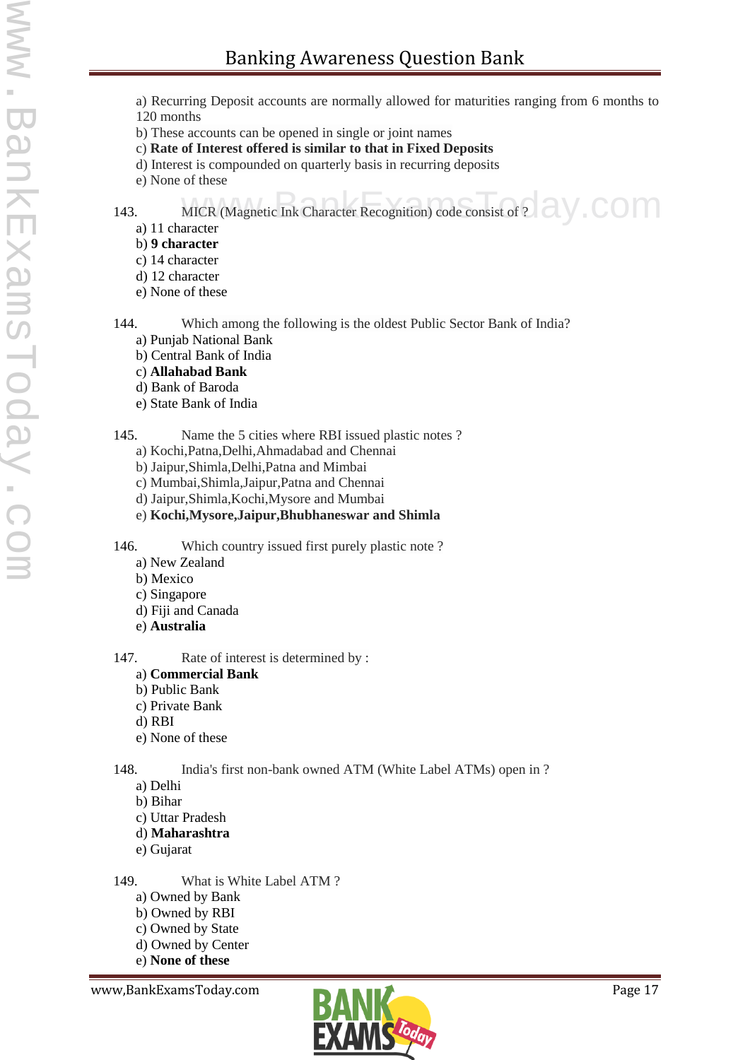a) Recurring Deposit accounts are normally allowed for maturities ranging from 6 months to 120 months
b) These accounts can be opened in single or joint names
c) **Rate of Interest offered is similar to that in Fixed Deposits**
d) Interest is compounded on quarterly basis in recurring deposits
e) None of these

143. MICR (Magnetic Ink Character Recognition) code consist of ?
a) 11 character
b) **9 character**
c) 14 character
d) 12 character
e) None of these

144. Which among the following is the oldest Public Sector Bank of India?
a) Punjab National Bank
b) Central Bank of India
c) **Allahabad Bank**
d) Bank of Baroda
e) State Bank of India

145. Name the 5 cities where RBI issued plastic notes ?
a) Kochi,Patna,Delhi,Ahmadabad and Chennai
b) Jaipur,Shimla,Delhi,Patna and Mimbai
c) Mumbai,Shimla,Jaipur,Patna and Chennai
d) Jaipur,Shimla,Kochi,Mysore and Mumbai
e) **Kochi,Mysore,Jaipur,Bhubhaneswar and Shimla**

146. Which country issued first purely plastic note ?
a) New Zealand
b) Mexico
c) Singapore
d) Fiji and Canada
e) **Australia**

147. Rate of interest is determined by :
a) **Commercial Bank**
b) Public Bank
c) Private Bank
d) RBI
e) None of these

148. India's first non-bank owned ATM (White Label ATMs) open in ?
a) Delhi
b) Bihar
c) Uttar Pradesh
d) **Maharashtra**
e) Gujarat

149. What is White Label ATM ?
a) Owned by Bank
b) Owned by RBI
c) Owned by State
d) Owned by Center
e) **None of these**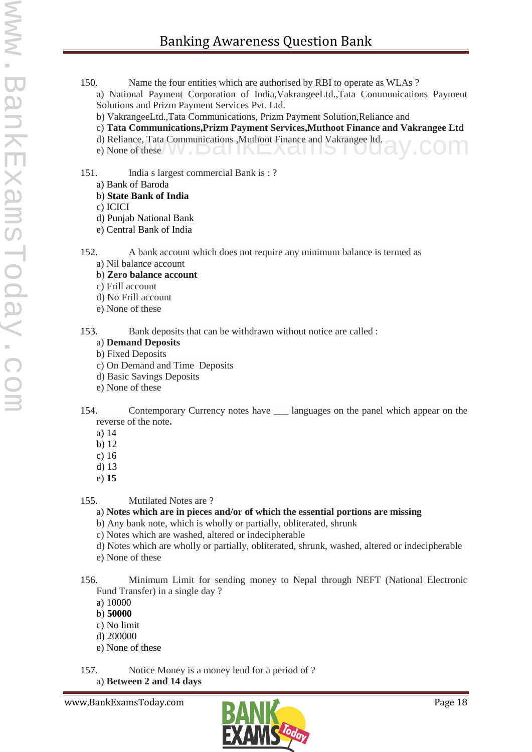150. Name the four entities which are authorised by RBI to operate as WLAs ?

a) National Payment Corporation of India,VakrangeeLtd.,Tata Communications Payment Solutions and Prizm Payment Services Pvt. Ltd.
b) VakrangeeLtd.,Tata Communications, Prizm Payment Solution,Reliance and
c) **Tata Communications,Prizm Payment Services,Muthoot Finance and Vakrangee Ltd**
d) Reliance, Tata Communications ,Muthoot Finance and Vakrangee ltd.
e) None of these

151. India s largest commercial Bank is : ?

a) Bank of Baroda
b) **State Bank of India**
c) ICICI
d) Punjab National Bank
e) Central Bank of India

152. A bank account which does not require any minimum balance is termed as

a) Nil balance account
b) **Zero balance account**
c) Frill account
d) No Frill account
e) None of these

153. Bank deposits that can be withdrawn without notice are called :

a) **Demand Deposits**
b) Fixed Deposits
c) On Demand and Time Deposits
d) Basic Savings Deposits
e) None of these

154. Contemporary Currency notes have ___ languages on the panel which appear on the reverse of the note.

a) 14
b) 12
c) 16
d) 13
e) **15**

155. Mutilated Notes are ?

a) **Notes which are in pieces and/or of which the essential portions are missing**
b) Any bank note, which is wholly or partially, obliterated, shrunk
c) Notes which are washed, altered or indecipherable
d) Notes which are wholly or partially, obliterated, shrunk, washed, altered or indecipherable
e) None of these

156. Minimum Limit for sending money to Nepal through NEFT (National Electronic Fund Transfer) in a single day ?

a) 10000
b) **50000**
c) No limit
d) 200000
e) None of these

157. Notice Money is a money lend for a period of ?

a) **Between 2 and 14 days**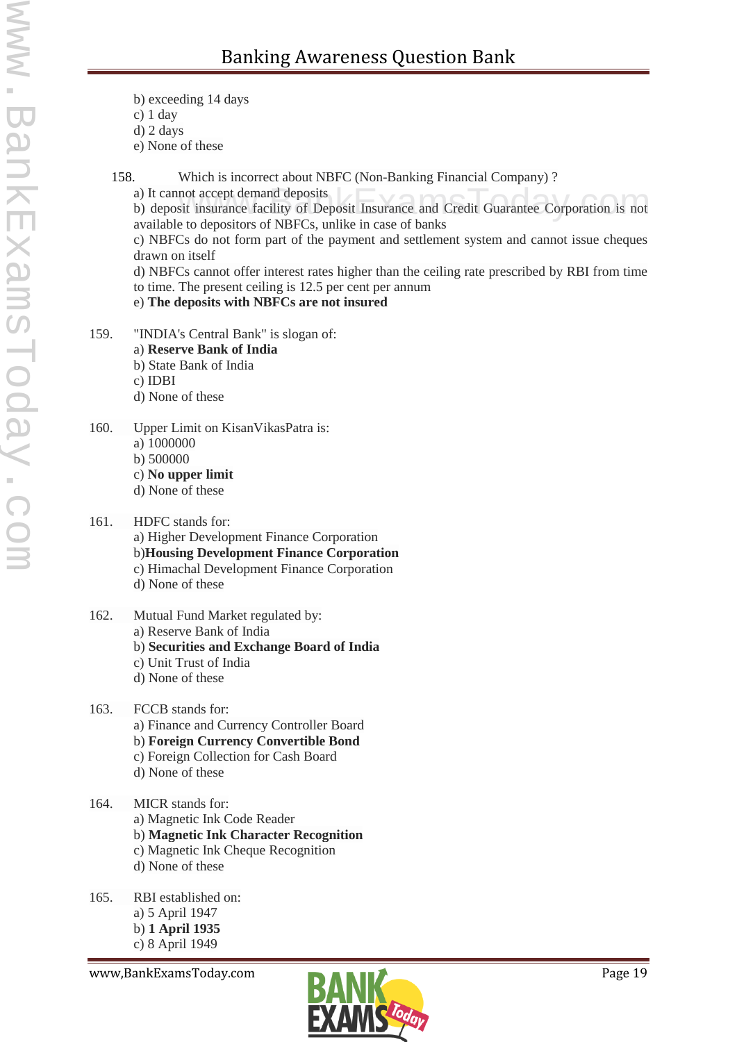b) exceeding 14 days
c) 1 day
d) 2 days
e) None of these

158. Which is incorrect about NBFC (Non-Banking Financial Company) ?
a) It cannot accept demand deposits
b) deposit insurance facility of Deposit Insurance and Credit Guarantee Corporation is not available to depositors of NBFCs, unlike in case of banks
c) NBFCs do not form part of the payment and settlement system and cannot issue cheques drawn on itself
d) NBFCs cannot offer interest rates higher than the ceiling rate prescribed by RBI from time to time. The present ceiling is 12.5 per cent per annum
e) **The deposits with NBFCs are not insured**

159. "INDIA's Central Bank" is slogan of:
a) **Reserve Bank of India**
b) State Bank of India
c) IDBI
d) None of these

160. Upper Limit on KisanVikasPatra is:
a) 1000000
b) 500000
c) **No upper limit**
d) None of these

161. HDFC stands for:
a) Higher Development Finance Corporation
b)**Housing Development Finance Corporation**
c) Himachal Development Finance Corporation
d) None of these

162. Mutual Fund Market regulated by:
a) Reserve Bank of India
b) **Securities and Exchange Board of India**
c) Unit Trust of India
d) None of these

163. FCCB stands for:
a) Finance and Currency Controller Board
b) **Foreign Currency Convertible Bond**
c) Foreign Collection for Cash Board
d) None of these

164. MICR stands for:
a) Magnetic Ink Code Reader
b) **Magnetic Ink Character Recognition**
c) Magnetic Ink Cheque Recognition
d) None of these

165. RBI established on:
a) 5 April 1947
b) **1 April 1935**
c) 8 April 1949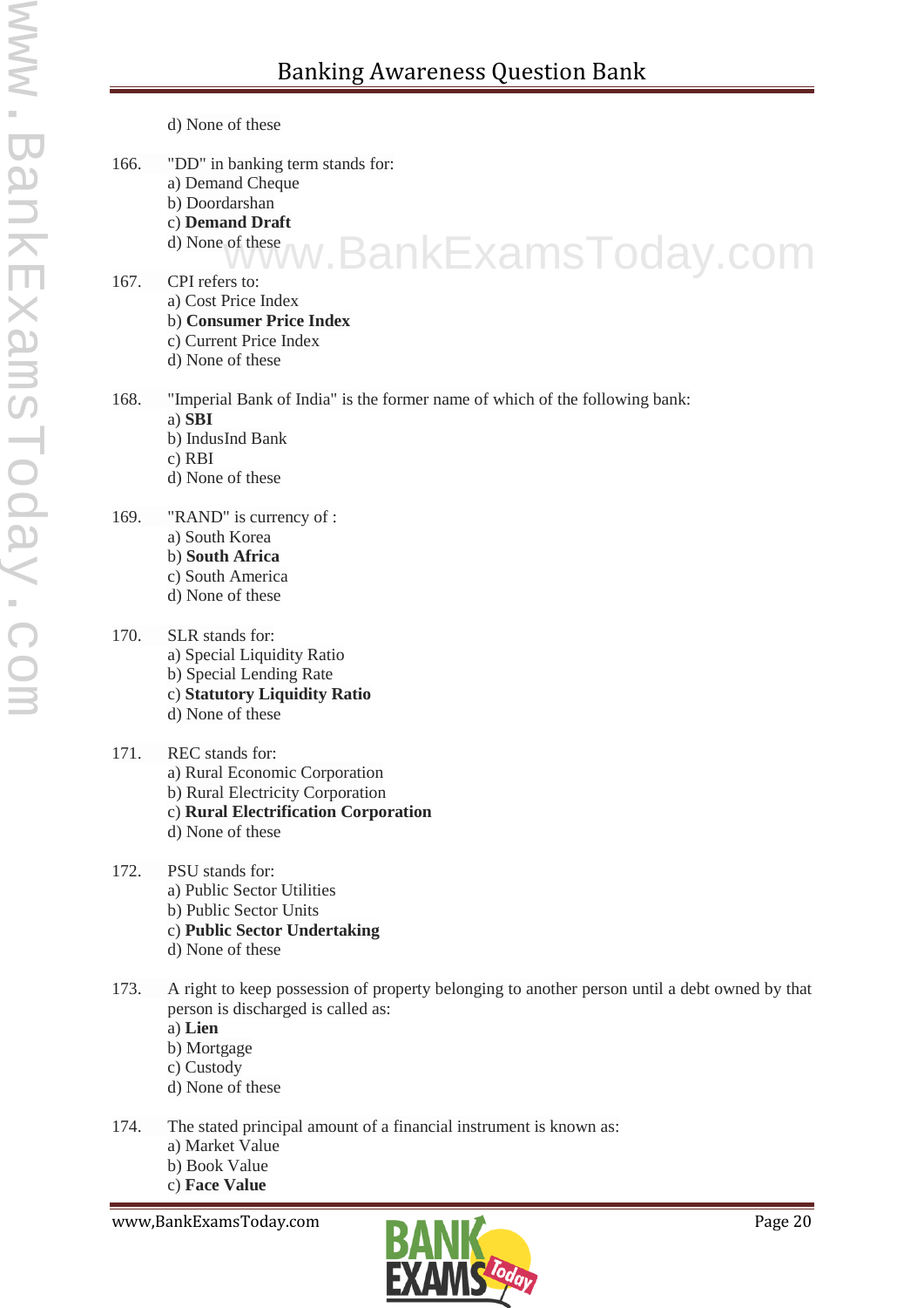d) None of these

166. "DD" in banking term stands for:
a) Demand Cheque
b) Doordarshan
c) **Demand Draft**
d) None of these

167. CPI refers to:
a) Cost Price Index
b) **Consumer Price Index**
c) Current Price Index
d) None of these

168. "Imperial Bank of India" is the former name of which of the following bank:
a) **SBI**
b) IndusInd Bank
c) RBI
d) None of these

169. "RAND" is currency of :
a) South Korea
b) **South Africa**
c) South America
d) None of these

170. SLR stands for:
a) Special Liquidity Ratio
b) Special Lending Rate
c) **Statutory Liquidity Ratio**
d) None of these

171. REC stands for:
a) Rural Economic Corporation
b) Rural Electricity Corporation
c) **Rural Electrification Corporation**
d) None of these

172. PSU stands for:
a) Public Sector Utilities
b) Public Sector Units
c) **Public Sector Undertaking**
d) None of these

173. A right to keep possession of property belonging to another person until a debt owned by that person is discharged is called as:
a) **Lien**
b) Mortgage
c) Custody
d) None of these

174. The stated principal amount of a financial instrument is known as:
a) Market Value
b) Book Value
c) **Face Value**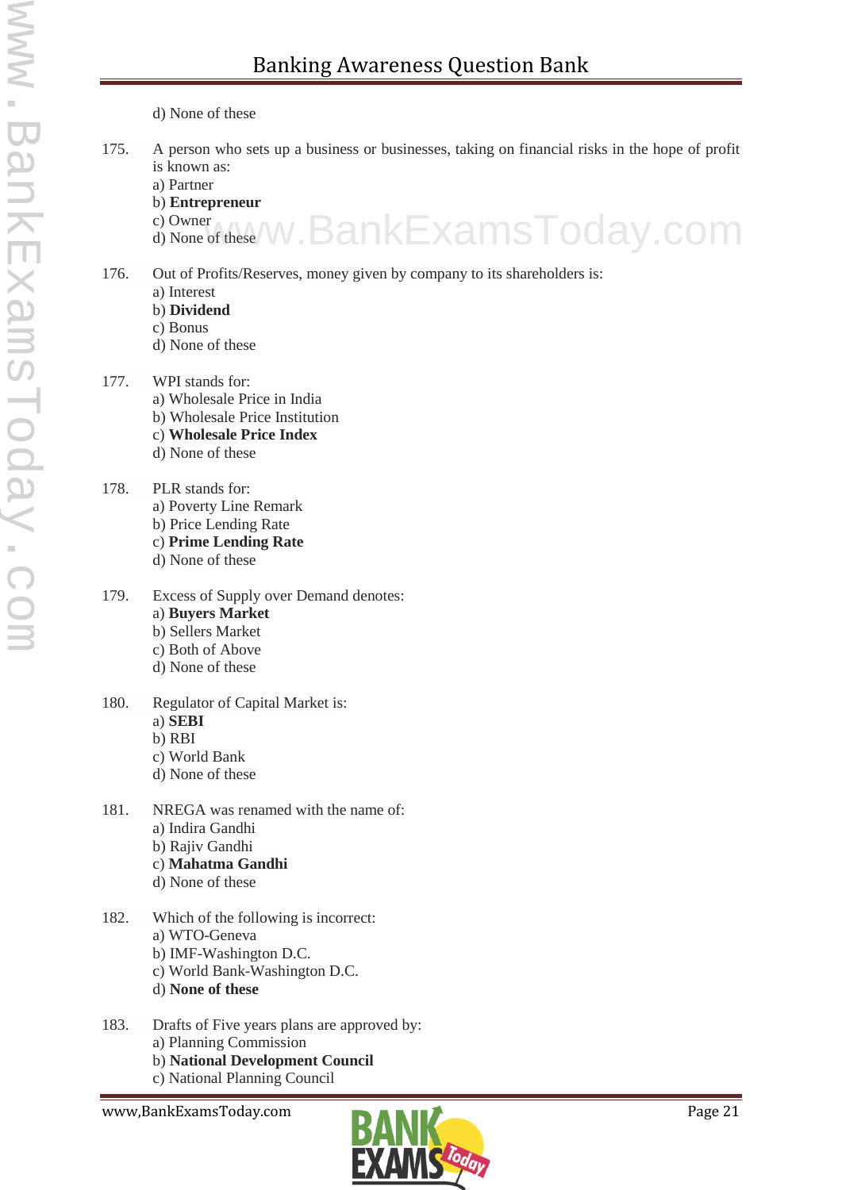d) None of these

175. A person who sets up a business or businesses, taking on financial risks in the hope of profit is known as:
a) Partner
b) **Entrepreneur**
c) Owner
d) None of these

176. Out of Profits/Reserves, money given by company to its shareholders is:
a) Interest
b) **Dividend**
c) Bonus
d) None of these

177. WPI stands for:
a) Wholesale Price in India
b) Wholesale Price Institution
c) **Wholesale Price Index**
d) None of these

178. PLR stands for:
a) Poverty Line Remark
b) Price Lending Rate
c) **Prime Lending Rate**
d) None of these

179. Excess of Supply over Demand denotes:
a) **Buyers Market**
b) Sellers Market
c) Both of Above
d) None of these

180. Regulator of Capital Market is:
a) **SEBI**
b) RBI
c) World Bank
d) None of these

181. NREGA was renamed with the name of:
a) Indira Gandhi
b) Rajiv Gandhi
c) **Mahatma Gandhi**
d) None of these

182. Which of the following is incorrect:
a) WTO-Geneva
b) IMF-Washington D.C.
c) World Bank-Washington D.C.
d) **None of these**

183. Drafts of Five years plans are approved by:
a) Planning Commission
b) **National Development Council**
c) National Planning Council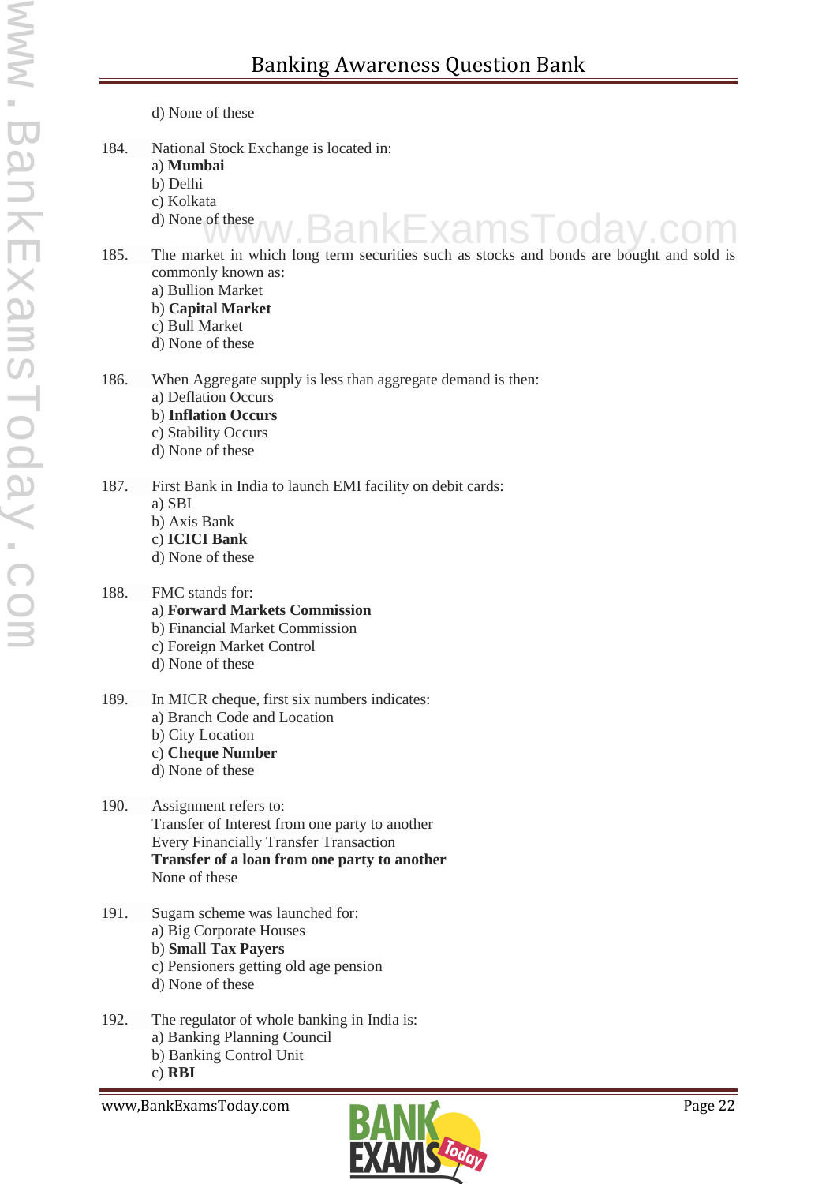d) None of these

184. National Stock Exchange is located in:
a) **Mumbai**
b) Delhi
c) Kolkata
d) None of these

185. The market in which long term securities such as stocks and bonds are bought and sold is commonly known as:
a) Bullion Market
b) **Capital Market**
c) Bull Market
d) None of these

186. When Aggregate supply is less than aggregate demand is then:
a) Deflation Occurs
b) **Inflation Occurs**
c) Stability Occurs
d) None of these

187. First Bank in India to launch EMI facility on debit cards:
a) SBI
b) Axis Bank
c) **ICICI Bank**
d) None of these

188. FMC stands for:
a) **Forward Markets Commission**
b) Financial Market Commission
c) Foreign Market Control
d) None of these

189. In MICR cheque, first six numbers indicates:
a) Branch Code and Location
b) City Location
c) **Cheque Number**
d) None of these

190. Assignment refers to:
Transfer of Interest from one party to another
Every Financially Transfer Transaction
**Transfer of a loan from one party to another**
None of these

191. Sugam scheme was launched for:
a) Big Corporate Houses
b) **Small Tax Payers**
c) Pensioners getting old age pension
d) None of these

192. The regulator of whole banking in India is:
a) Banking Planning Council
b) Banking Control Unit
c) **RBI**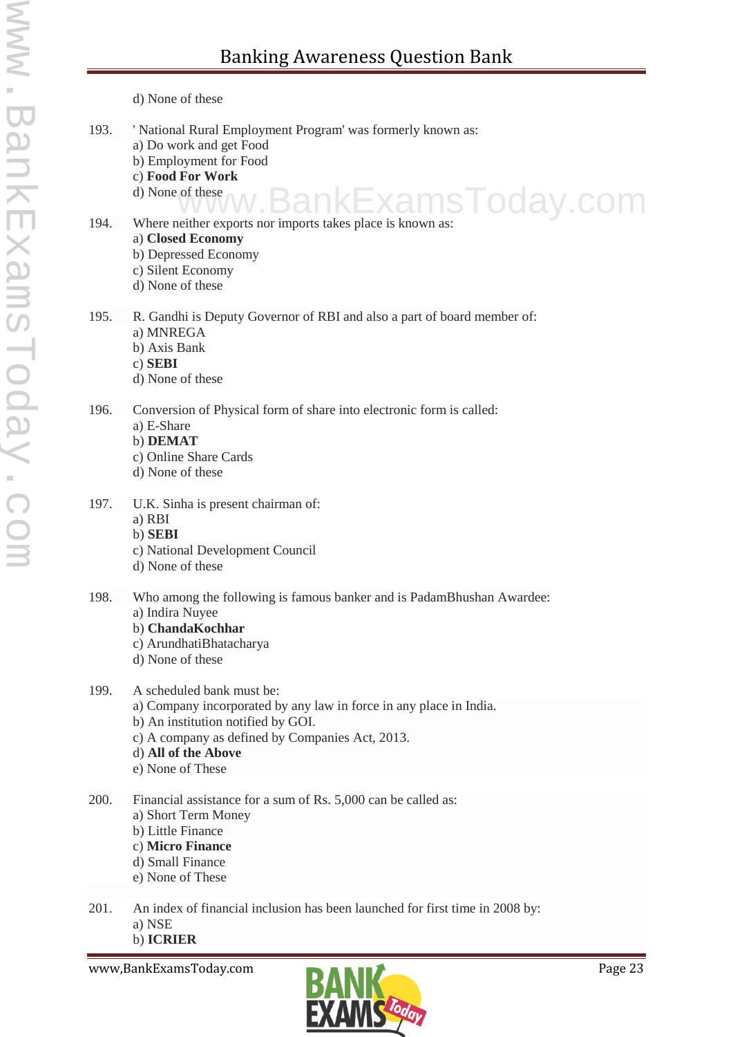d) None of these

193. ' National Rural Employment Program' was formerly known as:
a) Do work and get Food
b) Employment for Food
c) **Food For Work**
d) None of these

194. Where neither exports nor imports takes place is known as:
a) **Closed Economy**
b) Depressed Economy
c) Silent Economy
d) None of these

195. R. Gandhi is Deputy Governor of RBI and also a part of board member of:
a) MNREGA
b) Axis Bank
c) **SEBI**
d) None of these

196. Conversion of Physical form of share into electronic form is called:
a) E-Share
b) **DEMAT**
c) Online Share Cards
d) None of these

197. U.K. Sinha is present chairman of:
a) RBI
b) **SEBI**
c) National Development Council
d) None of these

198. Who among the following is famous banker and is PadamBhushan Awardee:
a) Indira Nuyee
b) **ChandaKochhar**
c) ArundhatiBhatacharya
d) None of these

199. A scheduled bank must be:
a) Company incorporated by any law in force in any place in India.
b) An institution notified by GOI.
c) A company as defined by Companies Act, 2013.
d) **All of the Above**
e) None of These

200. Financial assistance for a sum of Rs. 5,000 can be called as:
a) Short Term Money
b) Little Finance
c) **Micro Finance**
d) Small Finance
e) None of These

201. An index of financial inclusion has been launched for first time in 2008 by:
a) NSE
b) **ICRIER**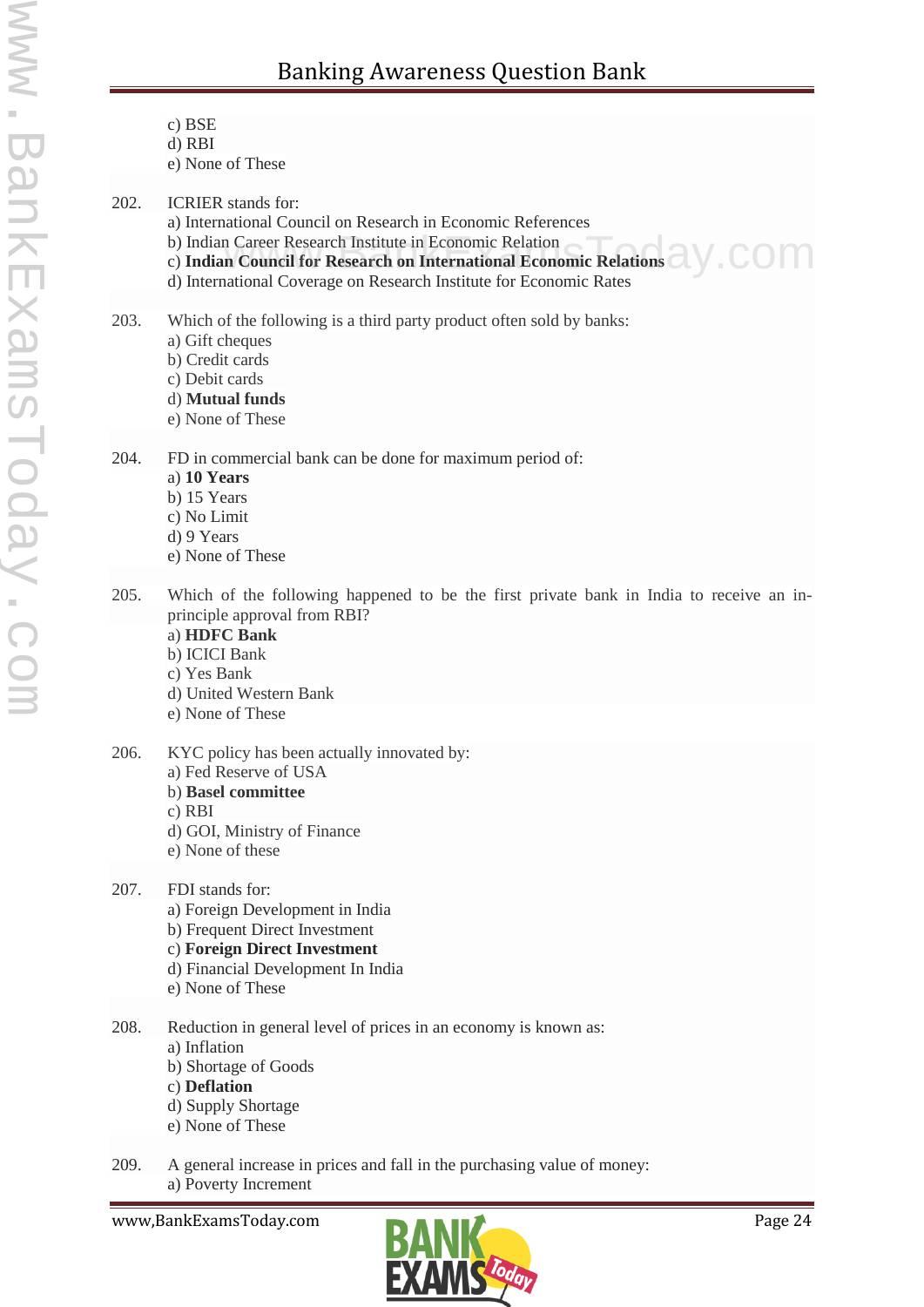c) BSE
d) RBI
e) None of These

202. ICRIER stands for:
a) International Council on Research in Economic References
b) Indian Career Research Institute in Economic Relation
c) **Indian Council for Research on International Economic Relations**
d) International Coverage on Research Institute for Economic Rates

203. Which of the following is a third party product often sold by banks:
a) Gift cheques
b) Credit cards
c) Debit cards
d) **Mutual funds**
e) None of These

204. FD in commercial bank can be done for maximum period of:
a) **10 Years**
b) 15 Years
c) No Limit
d) 9 Years
e) None of These

205. Which of the following happened to be the first private bank in India to receive an in-principle approval from RBI?
a) **HDFC Bank**
b) ICICI Bank
c) Yes Bank
d) United Western Bank
e) None of These

206. KYC policy has been actually innovated by:
a) Fed Reserve of USA
b) **Basel committee**
c) RBI
d) GOI, Ministry of Finance
e) None of these

207. FDI stands for:
a) Foreign Development in India
b) Frequent Direct Investment
c) **Foreign Direct Investment**
d) Financial Development In India
e) None of These

208. Reduction in general level of prices in an economy is known as:
a) Inflation
b) Shortage of Goods
c) **Deflation**
d) Supply Shortage
e) None of These

209. A general increase in prices and fall in the purchasing value of money:
a) Poverty Increment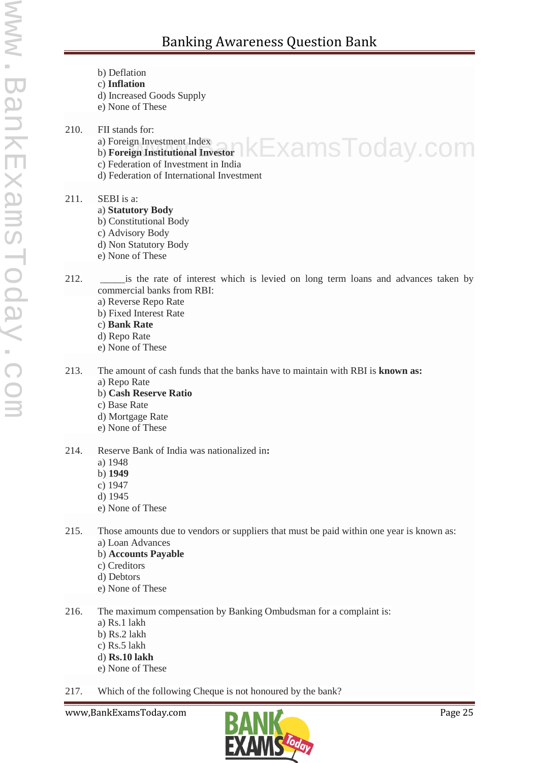b) Deflation
c) **Inflation**
d) Increased Goods Supply
e) None of These

210. FII stands for:
a) Foreign Investment Index
b) **Foreign Institutional Investor**
c) Federation of Investment in India
d) Federation of International Investment

211. SEBI is a:
a) **Statutory Body**
b) Constitutional Body
c) Advisory Body
d) Non Statutory Body
e) None of These

212. _____is the rate of interest which is levied on long term loans and advances taken by commercial banks from RBI:
a) Reverse Repo Rate
b) Fixed Interest Rate
c) **Bank Rate**
d) Repo Rate
e) None of These

213. The amount of cash funds that the banks have to maintain with RBI is **known as:**
a) Repo Rate
b) **Cash Reserve Ratio**
c) Base Rate
d) Mortgage Rate
e) None of These

214. Reserve Bank of India was nationalized in**:**
a) 1948
b) **1949**
c) 1947
d) 1945
e) None of These

215. Those amounts due to vendors or suppliers that must be paid within one year is known as:
a) Loan Advances
b) **Accounts Payable**
c) Creditors
d) Debtors
e) None of These

216. The maximum compensation by Banking Ombudsman for a complaint is:
a) Rs.1 lakh
b) Rs.2 lakh
c) Rs.5 lakh
d) **Rs.10 lakh**
e) None of These

217. Which of the following Cheque is not honoured by the bank?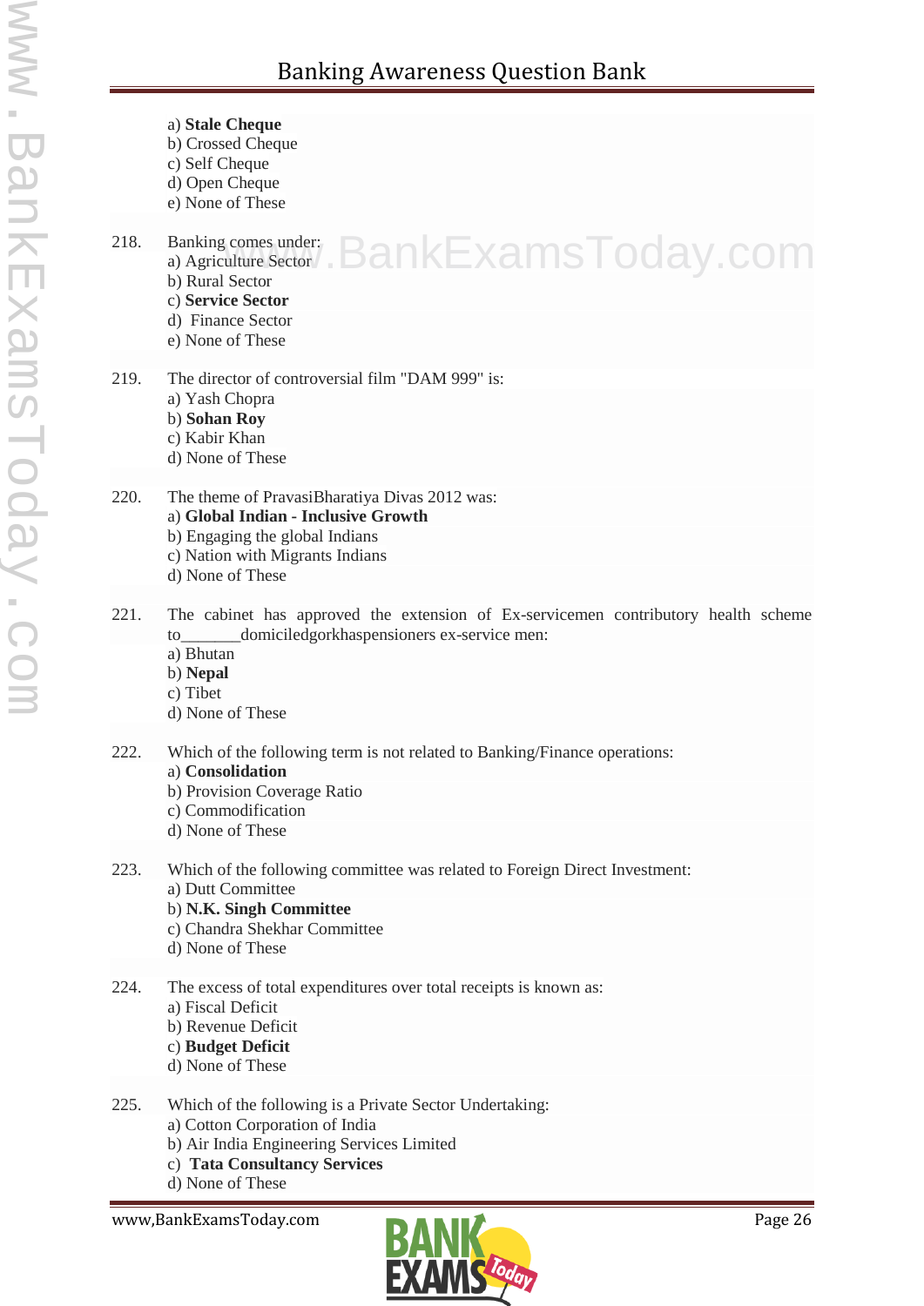a) **Stale Cheque**
b) Crossed Cheque
c) Self Cheque
d) Open Cheque
e) None of These

218. Banking comes under:
a) Agriculture Sector
b) Rural Sector
c) **Service Sector**
d) Finance Sector
e) None of These

219. The director of controversial film "DAM 999" is:
a) Yash Chopra
b) **Sohan Roy**
c) Kabir Khan
d) None of These

220. The theme of PravasiBharatiya Divas 2012 was:
a) **Global Indian - Inclusive Growth**
b) Engaging the global Indians
c) Nation with Migrants Indians
d) None of These

221. The cabinet has approved the extension of Ex-servicemen contributory health scheme to_______domiciledgorkhaspensioners ex-service men:
a) Bhutan
b) **Nepal**
c) Tibet
d) None of These

222. Which of the following term is not related to Banking/Finance operations:
a) **Consolidation**
b) Provision Coverage Ratio
c) Commodification
d) None of These

223. Which of the following committee was related to Foreign Direct Investment:
a) Dutt Committee
b) **N.K. Singh Committee**
c) Chandra Shekhar Committee
d) None of These

224. The excess of total expenditures over total receipts is known as:
a) Fiscal Deficit
b) Revenue Deficit
c) **Budget Deficit**
d) None of These

225. Which of the following is a Private Sector Undertaking:
a) Cotton Corporation of India
b) Air India Engineering Services Limited
c) **Tata Consultancy Services**
d) None of These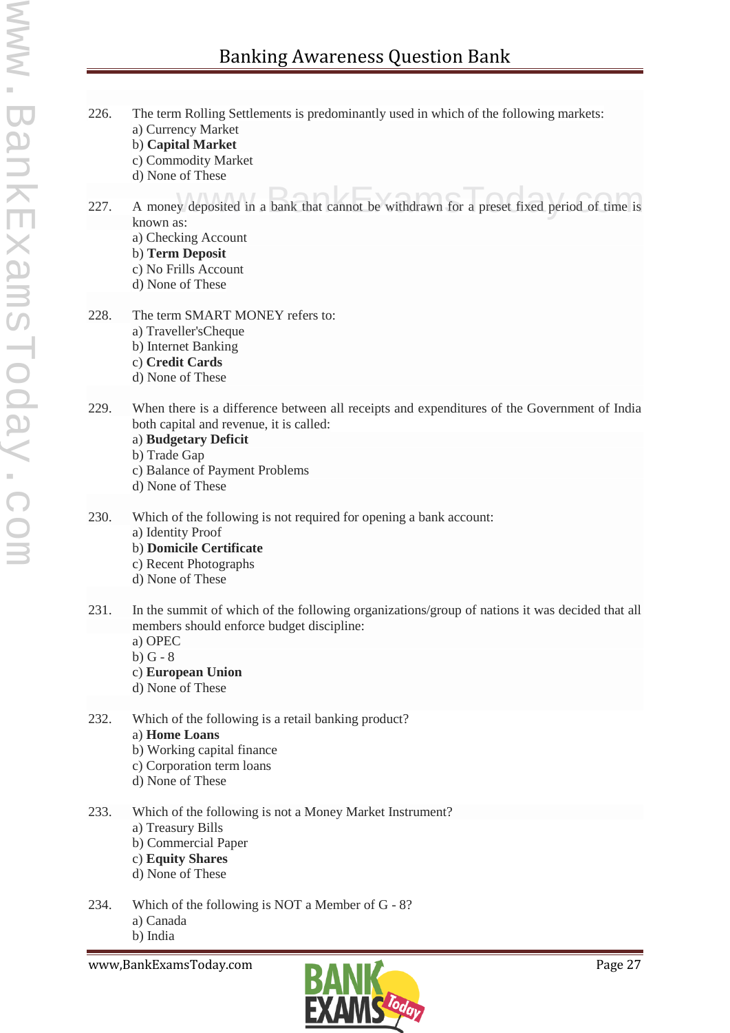226. The term Rolling Settlements is predominantly used in which of the following markets:
a) Currency Market
b) **Capital Market**
c) Commodity Market
d) None of These

227. A money deposited in a bank that cannot be withdrawn for a preset fixed period of time is known as:
a) Checking Account
b) **Term Deposit**
c) No Frills Account
d) None of These

228. The term SMART MONEY refers to:
a) Traveller'sCheque
b) Internet Banking
c) **Credit Cards**
d) None of These

229. When there is a difference between all receipts and expenditures of the Government of India both capital and revenue, it is called:
a) **Budgetary Deficit**
b) Trade Gap
c) Balance of Payment Problems
d) None of These

230. Which of the following is not required for opening a bank account:
a) Identity Proof
b) **Domicile Certificate**
c) Recent Photographs
d) None of These

231. In the summit of which of the following organizations/group of nations it was decided that all members should enforce budget discipline:
a) OPEC
b) G - 8
c) **European Union**
d) None of These

232. Which of the following is a retail banking product?
a) **Home Loans**
b) Working capital finance
c) Corporation term loans
d) None of These

233. Which of the following is not a Money Market Instrument?
a) Treasury Bills
b) Commercial Paper
c) **Equity Shares**
d) None of These

234. Which of the following is NOT a Member of G - 8?
a) Canada
b) India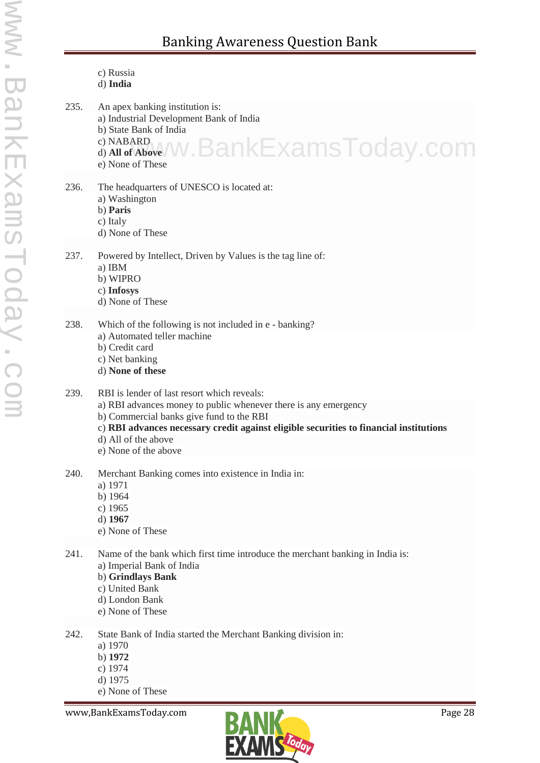c) Russia
d) **India**

235. An apex banking institution is:
 a) Industrial Development Bank of India
 b) State Bank of India
 c) NABARD
 d) **All of Above**
 e) None of These

236. The headquarters of UNESCO is located at:
 a) Washington
 b) **Paris**
 c) Italy
 d) None of These

237. Powered by Intellect, Driven by Values is the tag line of:
 a) IBM
 b) WIPRO
 c) **Infosys**
 d) None of These

238. Which of the following is not included in e - banking?
 a) Automated teller machine
 b) Credit card
 c) Net banking
 d) **None of these**

239. RBI is lender of last resort which reveals:
 a) RBI advances money to public whenever there is any emergency
 b) Commercial banks give fund to the RBI
 c) **RBI advances necessary credit against eligible securities to financial institutions**
 d) All of the above
 e) None of the above

240. Merchant Banking comes into existence in India in:
 a) 1971
 b) 1964
 c) 1965
 d) **1967**
 e) None of These

241. Name of the bank which first time introduce the merchant banking in India is:
 a) Imperial Bank of India
 b) **Grindlays Bank**
 c) United Bank
 d) London Bank
 e) None of These

242. State Bank of India started the Merchant Banking division in:
 a) 1970
 b) **1972**
 c) 1974
 d) 1975
 e) None of These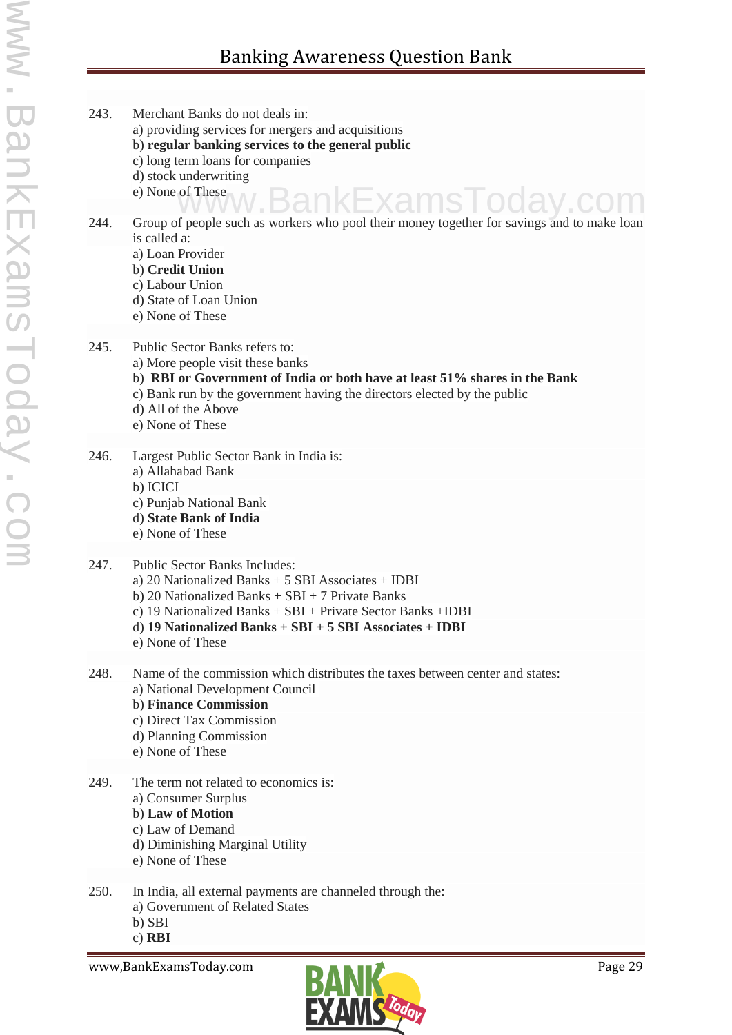243. Merchant Banks do not deals in:
a) providing services for mergers and acquisitions
b) **regular banking services to the general public**
c) long term loans for companies
d) stock underwriting
e) None of These

244. Group of people such as workers who pool their money together for savings and to make loan is called a:
a) Loan Provider
b) **Credit Union**
c) Labour Union
d) State of Loan Union
e) None of These

245. Public Sector Banks refers to:
a) More people visit these banks
b) **RBI or Government of India or both have at least 51% shares in the Bank**
c) Bank run by the government having the directors elected by the public
d) All of the Above
e) None of These

246. Largest Public Sector Bank in India is:
a) Allahabad Bank
b) ICICI
c) Punjab National Bank
d) **State Bank of India**
e) None of These

247. Public Sector Banks Includes:
a) 20 Nationalized Banks + 5 SBI Associates + IDBI
b) 20 Nationalized Banks + SBI + 7 Private Banks
c) 19 Nationalized Banks + SBI + Private Sector Banks +IDBI
d) **19 Nationalized Banks + SBI + 5 SBI Associates + IDBI**
e) None of These

248. Name of the commission which distributes the taxes between center and states:
a) National Development Council
b) **Finance Commission**
c) Direct Tax Commission
d) Planning Commission
e) None of These

249. The term not related to economics is:
a) Consumer Surplus
b) **Law of Motion**
c) Law of Demand
d) Diminishing Marginal Utility
e) None of These

250. In India, all external payments are channeled through the:
a) Government of Related States
b) SBI
c) **RBI**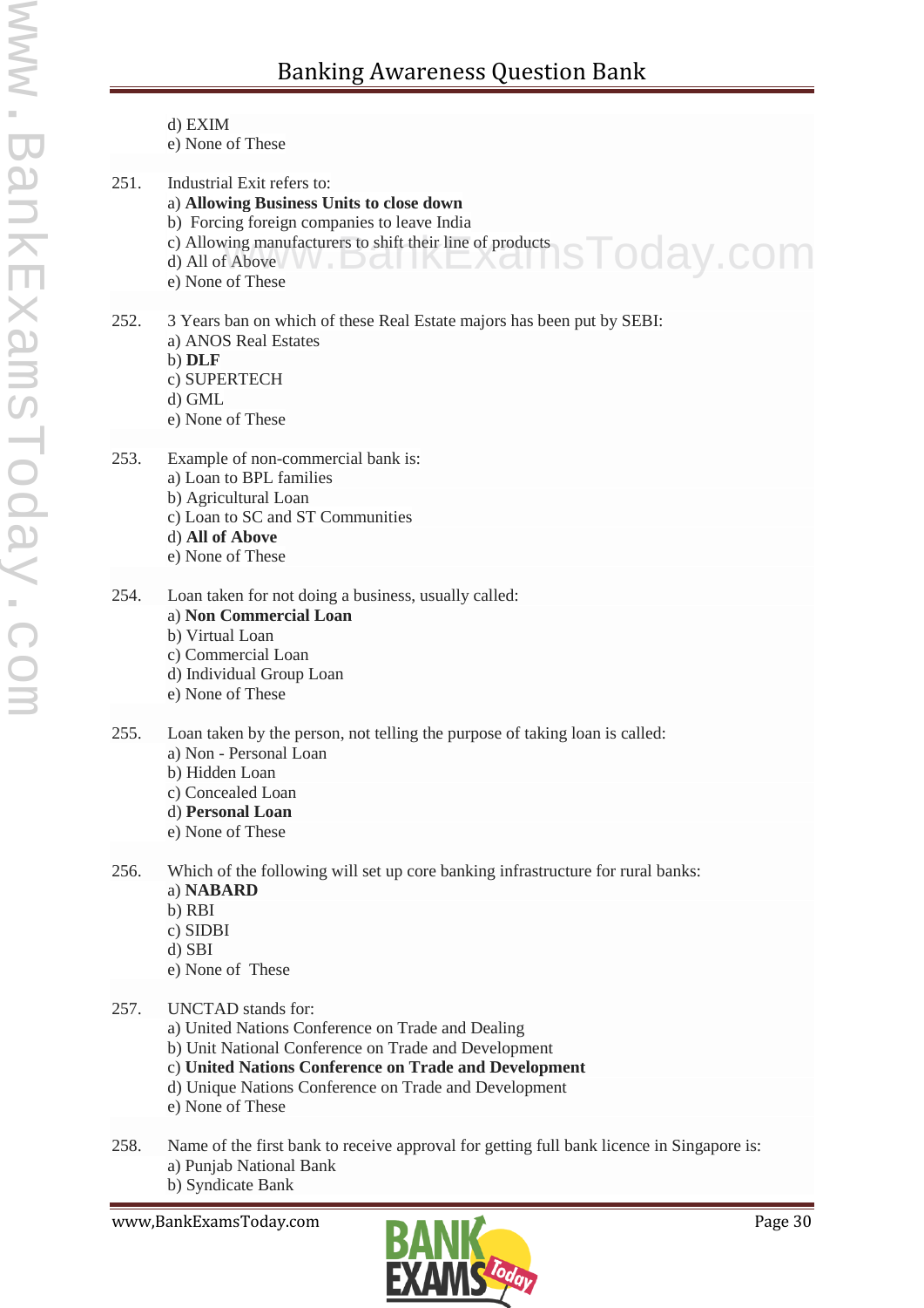d) EXIM
e) None of These

251. Industrial Exit refers to:
a) **Allowing Business Units to close down**
b) Forcing foreign companies to leave India
c) Allowing manufacturers to shift their line of products
d) All of Above
e) None of These

252. 3 Years ban on which of these Real Estate majors has been put by SEBI:
a) ANOS Real Estates
b) **DLF**
c) SUPERTECH
d) GML
e) None of These

253. Example of non-commercial bank is:
a) Loan to BPL families
b) Agricultural Loan
c) Loan to SC and ST Communities
d) **All of Above**
e) None of These

254. Loan taken for not doing a business, usually called:
a) **Non Commercial Loan**
b) Virtual Loan
c) Commercial Loan
d) Individual Group Loan
e) None of These

255. Loan taken by the person, not telling the purpose of taking loan is called:
a) Non - Personal Loan
b) Hidden Loan
c) Concealed Loan
d) **Personal Loan**
e) None of These

256. Which of the following will set up core banking infrastructure for rural banks:
a) **NABARD**
b) RBI
c) SIDBI
d) SBI
e) None of These

257. UNCTAD stands for:
a) United Nations Conference on Trade and Dealing
b) Unit National Conference on Trade and Development
c) **United Nations Conference on Trade and Development**
d) Unique Nations Conference on Trade and Development
e) None of These

258. Name of the first bank to receive approval for getting full bank licence in Singapore is:
a) Punjab National Bank
b) Syndicate Bank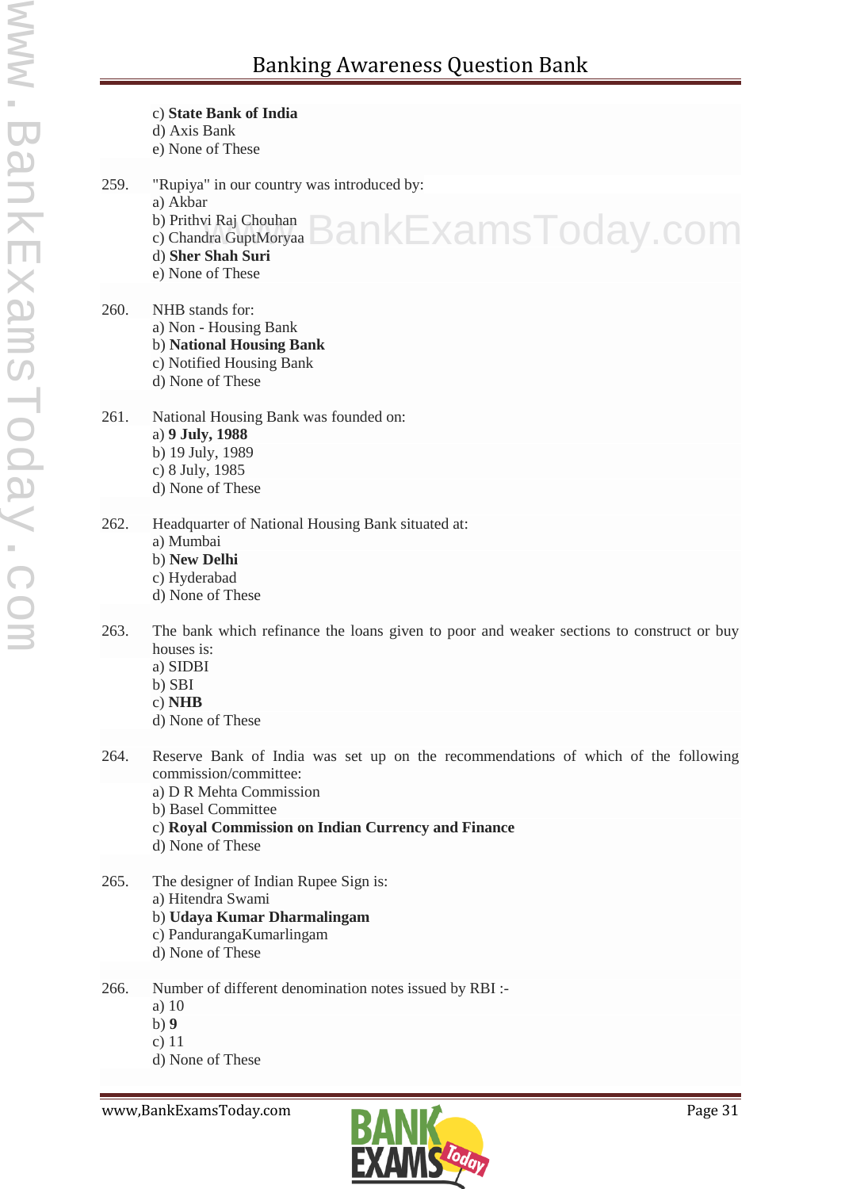c) **State Bank of India**
d) Axis Bank
e) None of These

259. "Rupiya" in our country was introduced by:
a) Akbar
b) Prithvi Raj Chouhan
c) Chandra GuptMoryaa
d) **Sher Shah Suri**
e) None of These

260. NHB stands for:
a) Non - Housing Bank
b) **National Housing Bank**
c) Notified Housing Bank
d) None of These

261. National Housing Bank was founded on:
a) **9 July, 1988**
b) 19 July, 1989
c) 8 July, 1985
d) None of These

262. Headquarter of National Housing Bank situated at:
a) Mumbai
b) **New Delhi**
c) Hyderabad
d) None of These

263. The bank which refinance the loans given to poor and weaker sections to construct or buy houses is:
a) SIDBI
b) SBI
c) **NHB**
d) None of These

264. Reserve Bank of India was set up on the recommendations of which of the following commission/committee:
a) D R Mehta Commission
b) Basel Committee
c) **Royal Commission on Indian Currency and Finance**
d) None of These

265. The designer of Indian Rupee Sign is:
a) Hitendra Swami
b) **Udaya Kumar Dharmalingam**
c) PandurangaKumarlingam
d) None of These

266. Number of different denomination notes issued by RBI :-
a) 10
b) **9**
c) 11
d) None of These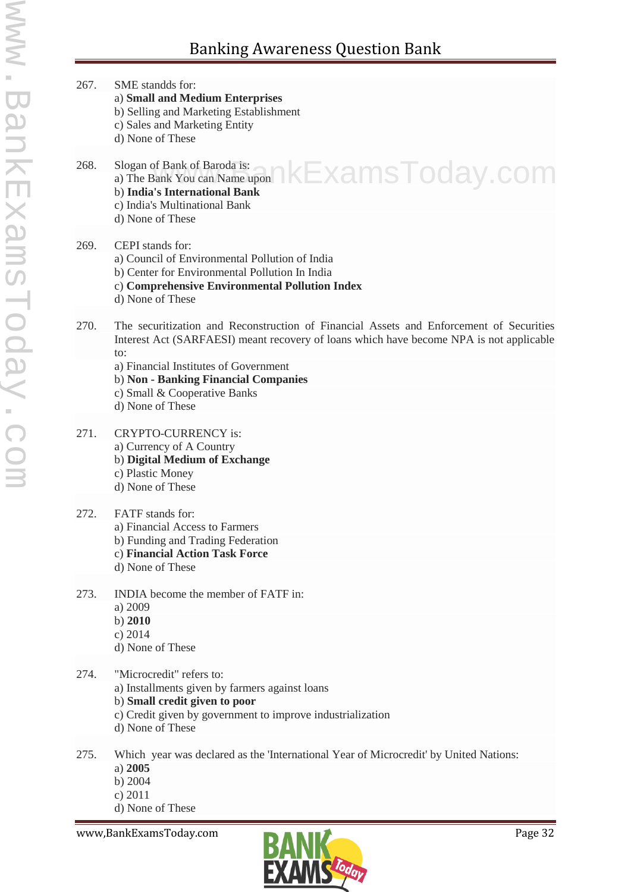267. SME standds for:
a) **Small and Medium Enterprises**
b) Selling and Marketing Establishment
c) Sales and Marketing Entity
d) None of These

268. Slogan of Bank of Baroda is:
a) The Bank You can Name upon
b) **India's International Bank**
c) India's Multinational Bank
d) None of These

269. CEPI stands for:
a) Council of Environmental Pollution of India
b) Center for Environmental Pollution In India
c) **Comprehensive Environmental Pollution Index**
d) None of These

270. The securitization and Reconstruction of Financial Assets and Enforcement of Securities Interest Act (SARFAESI) meant recovery of loans which have become NPA is not applicable to:
a) Financial Institutes of Government
b) **Non - Banking Financial Companies**
c) Small & Cooperative Banks
d) None of These

271. CRYPTO-CURRENCY is:
a) Currency of A Country
b) **Digital Medium of Exchange**
c) Plastic Money
d) None of These

272. FATF stands for:
a) Financial Access to Farmers
b) Funding and Trading Federation
c) **Financial Action Task Force**
d) None of These

273. INDIA become the member of FATF in:
a) 2009
b) **2010**
c) 2014
d) None of These

274. "Microcredit" refers to:
a) Installments given by farmers against loans
b) **Small credit given to poor**
c) Credit given by government to improve industrialization
d) None of These

275. Which year was declared as the 'International Year of Microcredit' by United Nations:
a) **2005**
b) 2004
c) 2011
d) None of These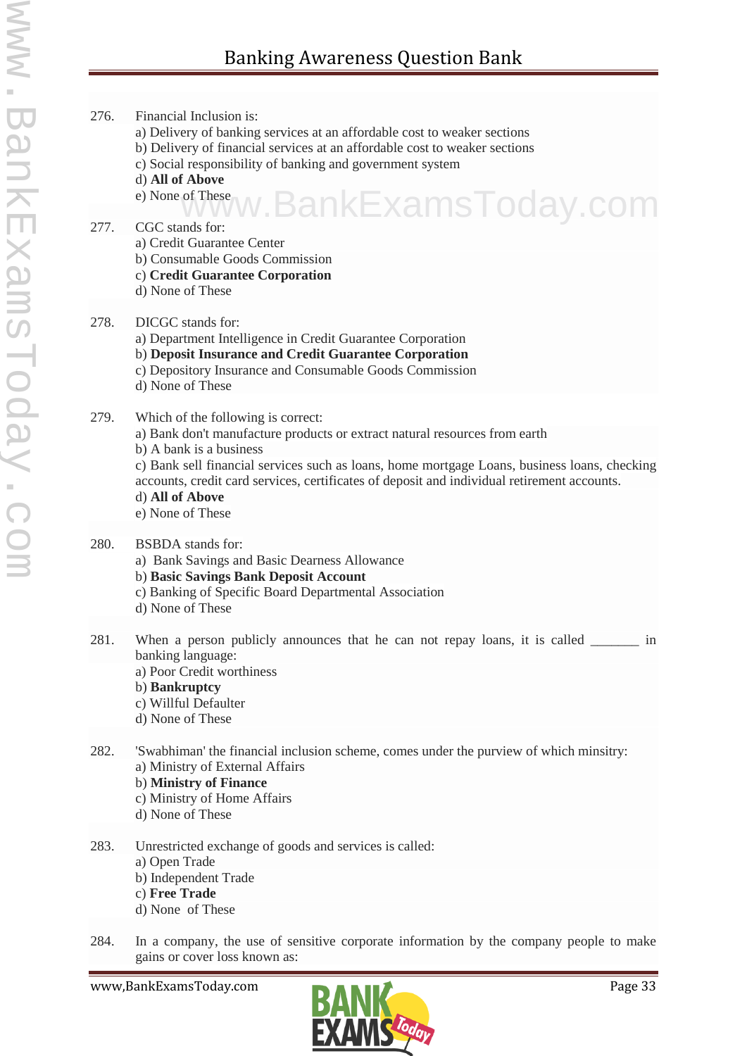276. Financial Inclusion is:
a) Delivery of banking services at an affordable cost to weaker sections
b) Delivery of financial services at an affordable cost to weaker sections
c) Social responsibility of banking and government system
d) **All of Above**
e) None of These

277. CGC stands for:
a) Credit Guarantee Center
b) Consumable Goods Commission
c) **Credit Guarantee Corporation**
d) None of These

278. DICGC stands for:
a) Department Intelligence in Credit Guarantee Corporation
b) **Deposit Insurance and Credit Guarantee Corporation**
c) Depository Insurance and Consumable Goods Commission
d) None of These

279. Which of the following is correct:
a) Bank don't manufacture products or extract natural resources from earth
b) A bank is a business
c) Bank sell financial services such as loans, home mortgage Loans, business loans, checking accounts, credit card services, certificates of deposit and individual retirement accounts.
d) **All of Above**
e) None of These

280. BSBDA stands for:
a) Bank Savings and Basic Dearness Allowance
b) **Basic Savings Bank Deposit Account**
c) Banking of Specific Board Departmental Association
d) None of These

281. When a person publicly announces that he can not repay loans, it is called _______ in banking language:
a) Poor Credit worthiness
b) **Bankruptcy**
c) Willful Defaulter
d) None of These

282. 'Swabhiman' the financial inclusion scheme, comes under the purview of which minsitry:
a) Ministry of External Affairs
b) **Ministry of Finance**
c) Ministry of Home Affairs
d) None of These

283. Unrestricted exchange of goods and services is called:
a) Open Trade
b) Independent Trade
c) **Free Trade**
d) None of These

284. In a company, the use of sensitive corporate information by the company people to make gains or cover loss known as: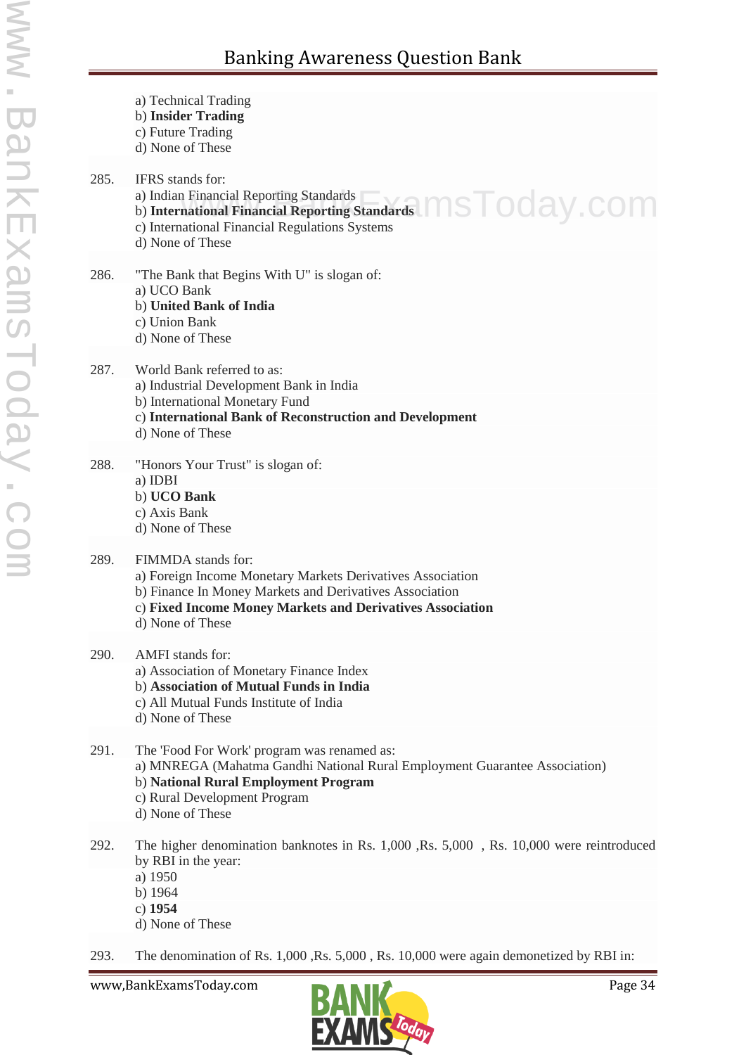a) Technical Trading
b) **Insider Trading**
c) Future Trading
d) None of These

285. IFRS stands for:
a) Indian Financial Reporting Standards
b) **International Financial Reporting Standards**
c) International Financial Regulations Systems
d) None of These

286. "The Bank that Begins With U" is slogan of:
a) UCO Bank
b) **United Bank of India**
c) Union Bank
d) None of These

287. World Bank referred to as:
a) Industrial Development Bank in India
b) International Monetary Fund
c) **International Bank of Reconstruction and Development**
d) None of These

288. "Honors Your Trust" is slogan of:
a) IDBI
b) **UCO Bank**
c) Axis Bank
d) None of These

289. FIMMDA stands for:
a) Foreign Income Monetary Markets Derivatives Association
b) Finance In Money Markets and Derivatives Association
c) **Fixed Income Money Markets and Derivatives Association**
d) None of These

290. AMFI stands for:
a) Association of Monetary Finance Index
b) **Association of Mutual Funds in India**
c) All Mutual Funds Institute of India
d) None of These

291. The 'Food For Work' program was renamed as:
a) MNREGA (Mahatma Gandhi National Rural Employment Guarantee Association)
b) **National Rural Employment Program**
c) Rural Development Program
d) None of These

292. The higher denomination banknotes in Rs. 1,000 ,Rs. 5,000 , Rs. 10,000 were reintroduced by RBI in the year:
a) 1950
b) 1964
c) **1954**
d) None of These

293. The denomination of Rs. 1,000 ,Rs. 5,000 , Rs. 10,000 were again demonetized by RBI in: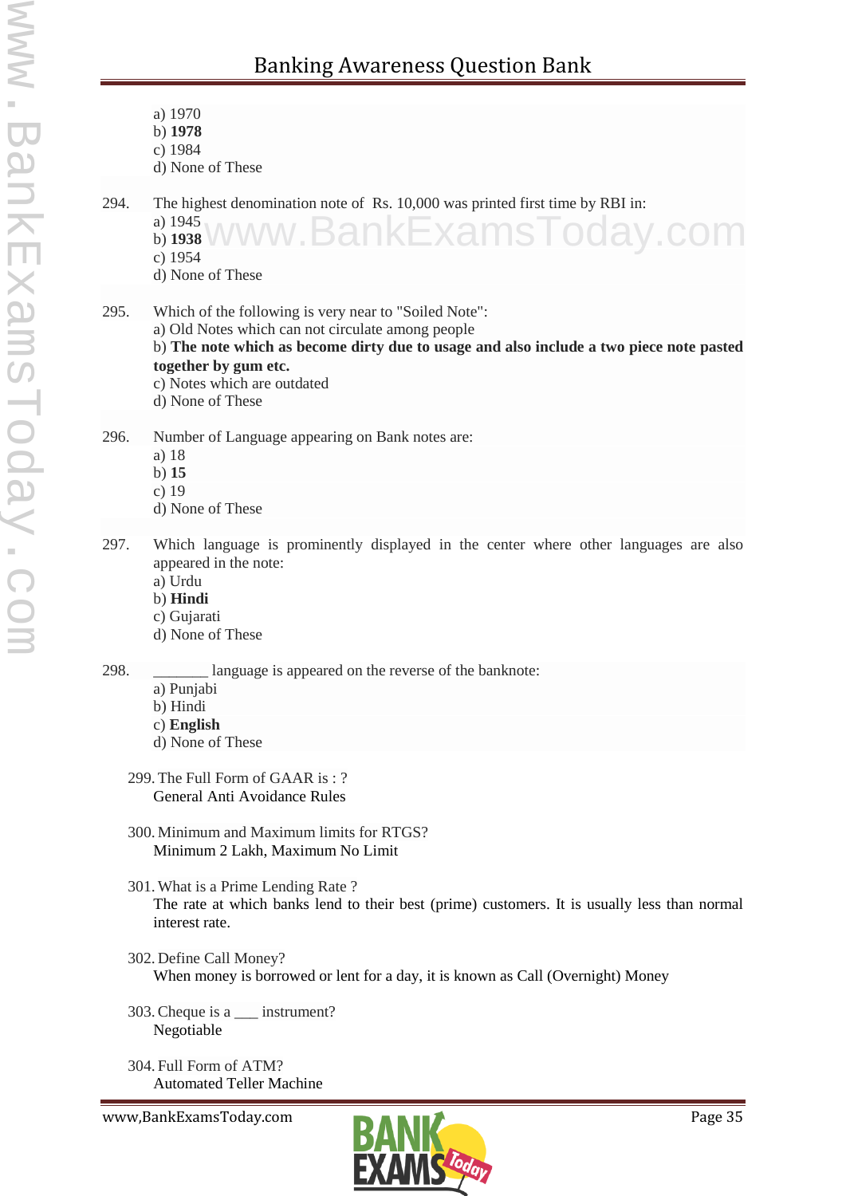a) 1970
b) **1978**
c) 1984
d) None of These

294. The highest denomination note of Rs. 10,000 was printed first time by RBI in:
a) 1945
b) **1938**
c) 1954
d) None of These

295. Which of the following is very near to "Soiled Note":
a) Old Notes which can not circulate among people
b) **The note which as become dirty due to usage and also include a two piece note pasted together by gum etc.**
c) Notes which are outdated
d) None of These

296. Number of Language appearing on Bank notes are:
a) 18
b) **15**
c) 19
d) None of These

297. Which language is prominently displayed in the center where other languages are also appeared in the note:
a) Urdu
b) **Hindi**
c) Gujarati
d) None of These

298. _______ language is appeared on the reverse of the banknote:
a) Punjabi
b) Hindi
c) **English**
d) None of These

299. The Full Form of GAAR is : ?
General Anti Avoidance Rules

300. Minimum and Maximum limits for RTGS?
Minimum 2 Lakh, Maximum No Limit

301. What is a Prime Lending Rate ?
The rate at which banks lend to their best (prime) customers. It is usually less than normal interest rate.

302. Define Call Money?
When money is borrowed or lent for a day, it is known as Call (Overnight) Money

303. Cheque is a ___ instrument?
Negotiable

304. Full Form of ATM?
Automated Teller Machine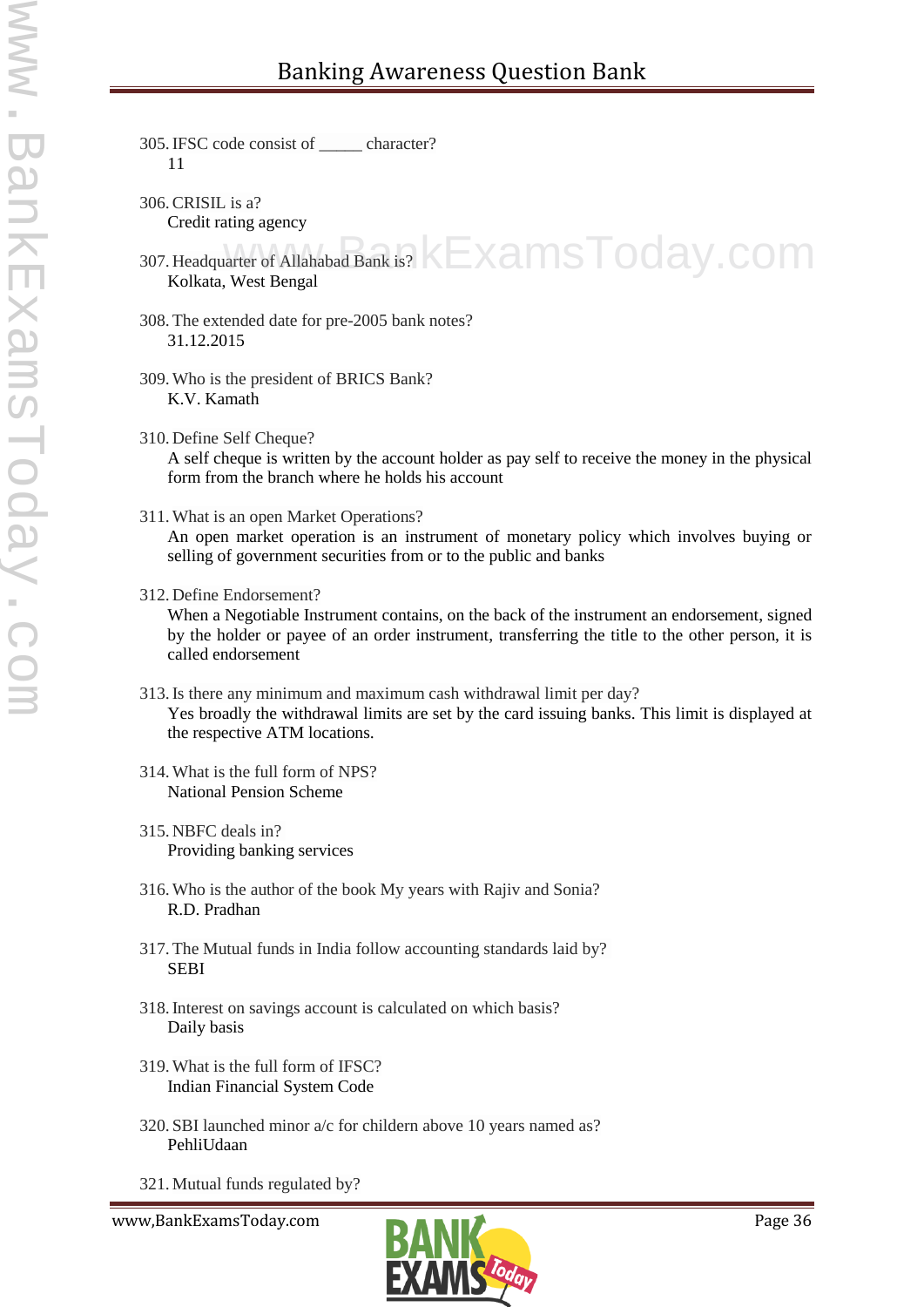305. IFSC code consist of _____ character?
   11

306. CRISIL is a?
   Credit rating agency

307. Headquarter of Allahabad Bank is?
   Kolkata, West Bengal

308. The extended date for pre-2005 bank notes?
   31.12.2015

309. Who is the president of BRICS Bank?
   K.V. Kamath

310. Define Self Cheque?
   A self cheque is written by the account holder as pay self to receive the money in the physical form from the branch where he holds his account

311. What is an open Market Operations?
   An open market operation is an instrument of monetary policy which involves buying or selling of government securities from or to the public and banks

312. Define Endorsement?
   When a Negotiable Instrument contains, on the back of the instrument an endorsement, signed by the holder or payee of an order instrument, transferring the title to the other person, it is called endorsement

313. Is there any minimum and maximum cash withdrawal limit per day?
   Yes broadly the withdrawal limits are set by the card issuing banks. This limit is displayed at the respective ATM locations.

314. What is the full form of NPS?
   National Pension Scheme

315. NBFC deals in?
   Providing banking services

316. Who is the author of the book My years with Rajiv and Sonia?
   R.D. Pradhan

317. The Mutual funds in India follow accounting standards laid by?
   SEBI

318. Interest on savings account is calculated on which basis?
   Daily basis

319. What is the full form of IFSC?
   Indian Financial System Code

320. SBI launched minor a/c for childern above 10 years named as?
   PehliUdaan

321. Mutual funds regulated by?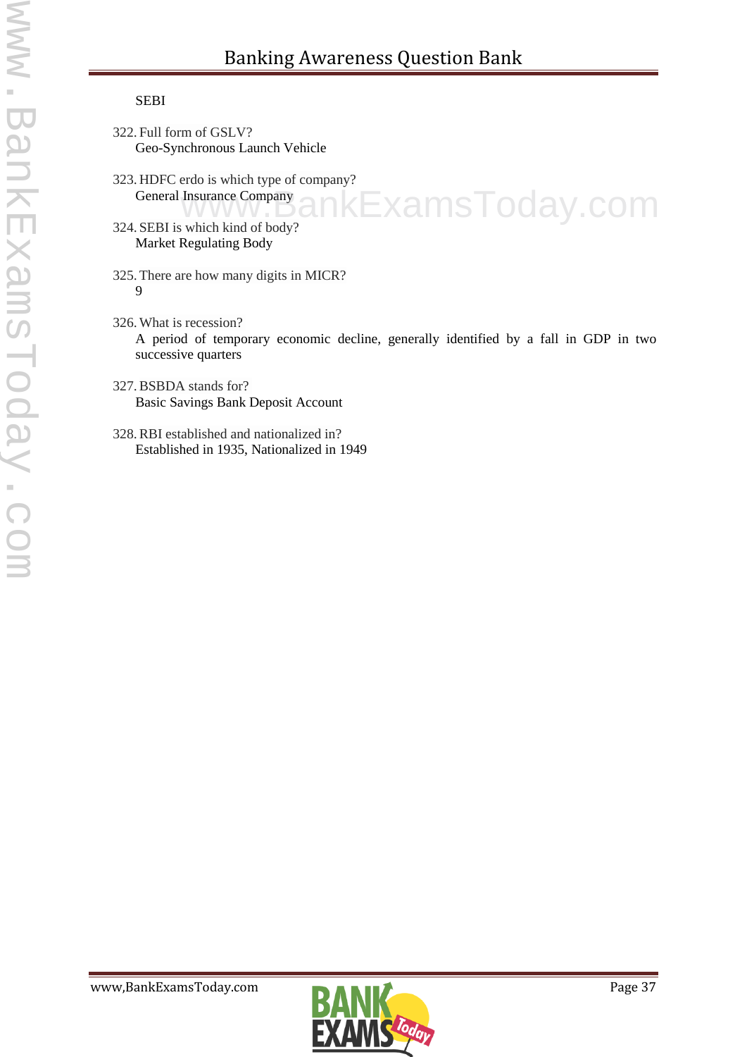SEBI

322. Full form of GSLV?
   Geo-Synchronous Launch Vehicle

323. HDFC erdo is which type of company?
   General Insurance Company

324. SEBI is which kind of body?
   Market Regulating Body

325. There are how many digits in MICR?
   9

326. What is recession?
   A period of temporary economic decline, generally identified by a fall in GDP in two successive quarters

327. BSBDA stands for?
   Basic Savings Bank Deposit Account

328. RBI established and nationalized in?
   Established in 1935, Nationalized in 1949